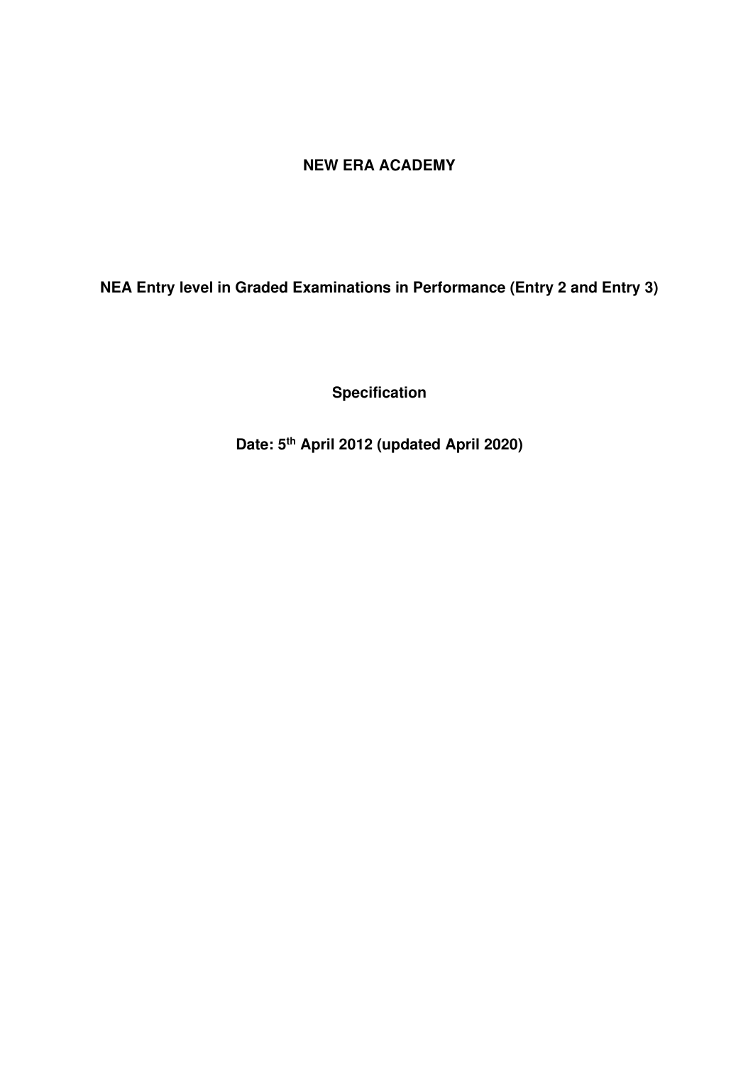# NEW ERA ACADEMY

## NEA Entry level in Graded Examinations in Performance (Entry 2 and Entry 3)

**Specification**

**Date: 5th April 2012 (updated April 2020)**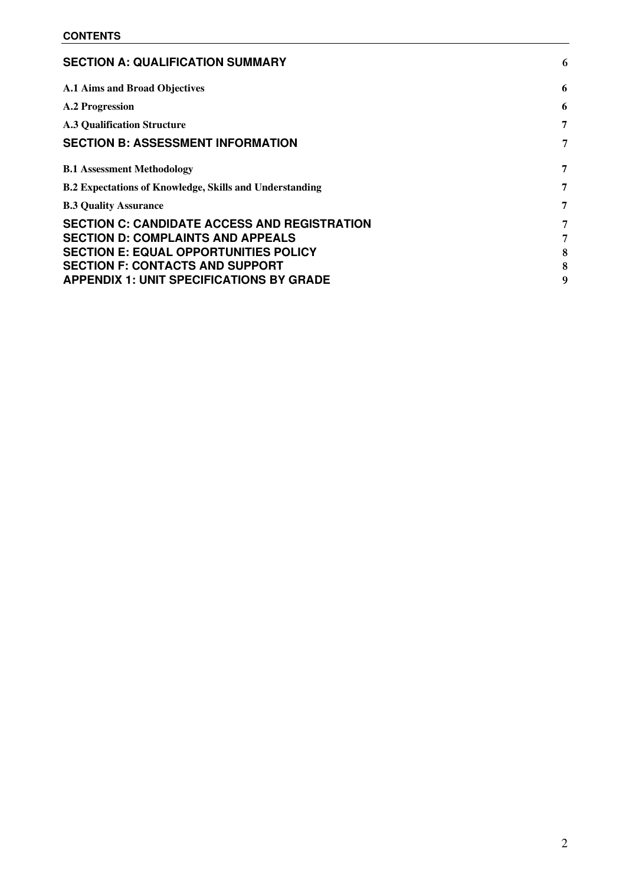**CONTENTS**

| | |
|---|---|
| **SECTION A: QUALIFICATION SUMMARY** | 6 |
| **A.1 Aims and Broad Objectives** | 6 |
| **A.2 Progression** | 6 |
| **A.3 Qualification Structure** | 7 |
| **SECTION B: ASSESSMENT INFORMATION** | 7 |
| **B.1 Assessment Methodology** | 7 |
| **B.2 Expectations of Knowledge, Skills and Understanding** | 7 |
| **B.3 Quality Assurance** | 7 |
| **SECTION C: CANDIDATE ACCESS AND REGISTRATION** | 7 |
| **SECTION D: COMPLAINTS AND APPEALS** | 7 |
| **SECTION E: EQUAL OPPORTUNITIES POLICY** | 8 |
| **SECTION F: CONTACTS AND SUPPORT** | 8 |
| **APPENDIX 1: UNIT SPECIFICATIONS BY GRADE** | 9 |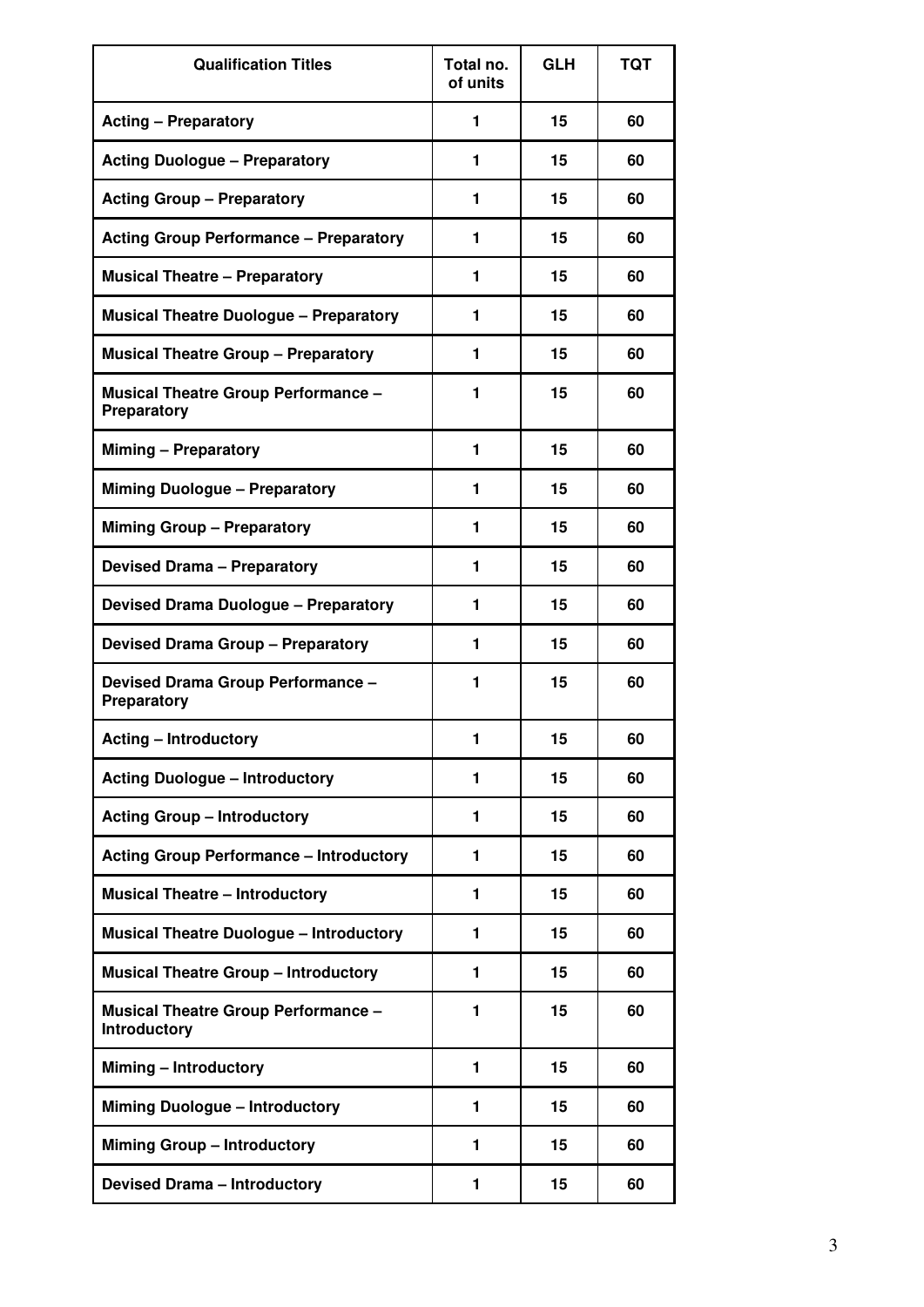| Qualification Titles | Total no. of units | GLH | TQT |
|---|---|---|---|
| **Acting – Preparatory** | 1 | 15 | 60 |
| **Acting Duologue – Preparatory** | 1 | 15 | 60 |
| **Acting Group – Preparatory** | 1 | 15 | 60 |
| **Acting Group Performance – Preparatory** | 1 | 15 | 60 |
| **Musical Theatre – Preparatory** | 1 | 15 | 60 |
| **Musical Theatre Duologue – Preparatory** | 1 | 15 | 60 |
| **Musical Theatre Group – Preparatory** | 1 | 15 | 60 |
| **Musical Theatre Group Performance – Preparatory** | 1 | 15 | 60 |
| **Miming – Preparatory** | 1 | 15 | 60 |
| **Miming Duologue – Preparatory** | 1 | 15 | 60 |
| **Miming Group – Preparatory** | 1 | 15 | 60 |
| **Devised Drama – Preparatory** | 1 | 15 | 60 |
| **Devised Drama Duologue – Preparatory** | 1 | 15 | 60 |
| **Devised Drama Group – Preparatory** | 1 | 15 | 60 |
| **Devised Drama Group Performance – Preparatory** | 1 | 15 | 60 |
| **Acting – Introductory** | 1 | 15 | 60 |
| **Acting Duologue – Introductory** | 1 | 15 | 60 |
| **Acting Group – Introductory** | 1 | 15 | 60 |
| **Acting Group Performance – Introductory** | 1 | 15 | 60 |
| **Musical Theatre – Introductory** | 1 | 15 | 60 |
| **Musical Theatre Duologue – Introductory** | 1 | 15 | 60 |
| **Musical Theatre Group – Introductory** | 1 | 15 | 60 |
| **Musical Theatre Group Performance – Introductory** | 1 | 15 | 60 |
| **Miming – Introductory** | 1 | 15 | 60 |
| **Miming Duologue – Introductory** | 1 | 15 | 60 |
| **Miming Group – Introductory** | 1 | 15 | 60 |
| **Devised Drama – Introductory** | 1 | 15 | 60 |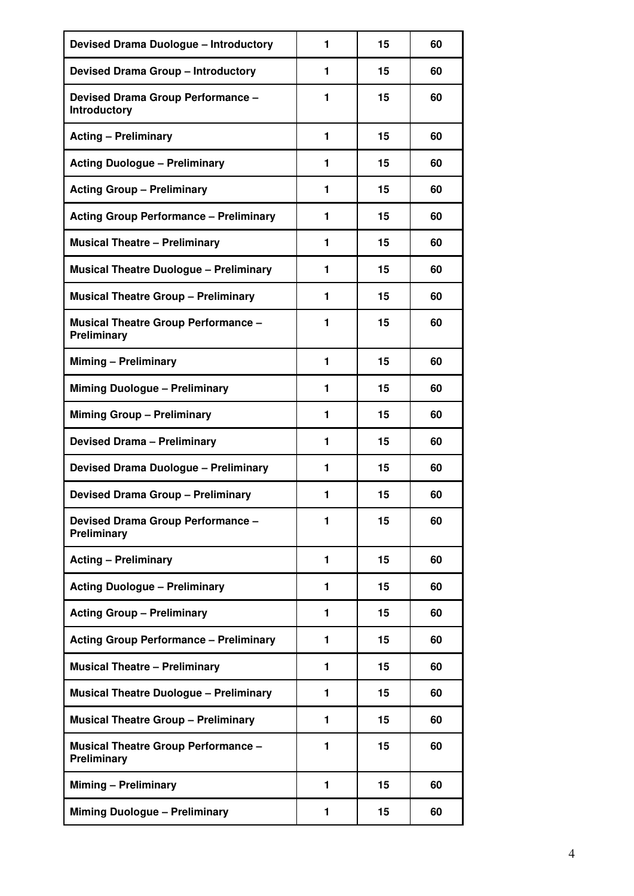| | | | |
|---|---|---|---|
| **Devised Drama Duologue – Introductory** | **1** | **15** | **60** |
| **Devised Drama Group – Introductory** | **1** | **15** | **60** |
| **Devised Drama Group Performance – Introductory** | **1** | **15** | **60** |
| **Acting – Preliminary** | **1** | **15** | **60** |
| **Acting Duologue – Preliminary** | **1** | **15** | **60** |
| **Acting Group – Preliminary** | **1** | **15** | **60** |
| **Acting Group Performance – Preliminary** | **1** | **15** | **60** |
| **Musical Theatre – Preliminary** | **1** | **15** | **60** |
| **Musical Theatre Duologue – Preliminary** | **1** | **15** | **60** |
| **Musical Theatre Group – Preliminary** | **1** | **15** | **60** |
| **Musical Theatre Group Performance – Preliminary** | **1** | **15** | **60** |
| **Miming – Preliminary** | **1** | **15** | **60** |
| **Miming Duologue – Preliminary** | **1** | **15** | **60** |
| **Miming Group – Preliminary** | **1** | **15** | **60** |
| **Devised Drama – Preliminary** | **1** | **15** | **60** |
| **Devised Drama Duologue – Preliminary** | **1** | **15** | **60** |
| **Devised Drama Group – Preliminary** | **1** | **15** | **60** |
| **Devised Drama Group Performance – Preliminary** | **1** | **15** | **60** |
| **Acting – Preliminary** | **1** | **15** | **60** |
| **Acting Duologue – Preliminary** | **1** | **15** | **60** |
| **Acting Group – Preliminary** | **1** | **15** | **60** |
| **Acting Group Performance – Preliminary** | **1** | **15** | **60** |
| **Musical Theatre – Preliminary** | **1** | **15** | **60** |
| **Musical Theatre Duologue – Preliminary** | **1** | **15** | **60** |
| **Musical Theatre Group – Preliminary** | **1** | **15** | **60** |
| **Musical Theatre Group Performance – Preliminary** | **1** | **15** | **60** |
| **Miming – Preliminary** | **1** | **15** | **60** |
| **Miming Duologue – Preliminary** | **1** | **15** | **60** |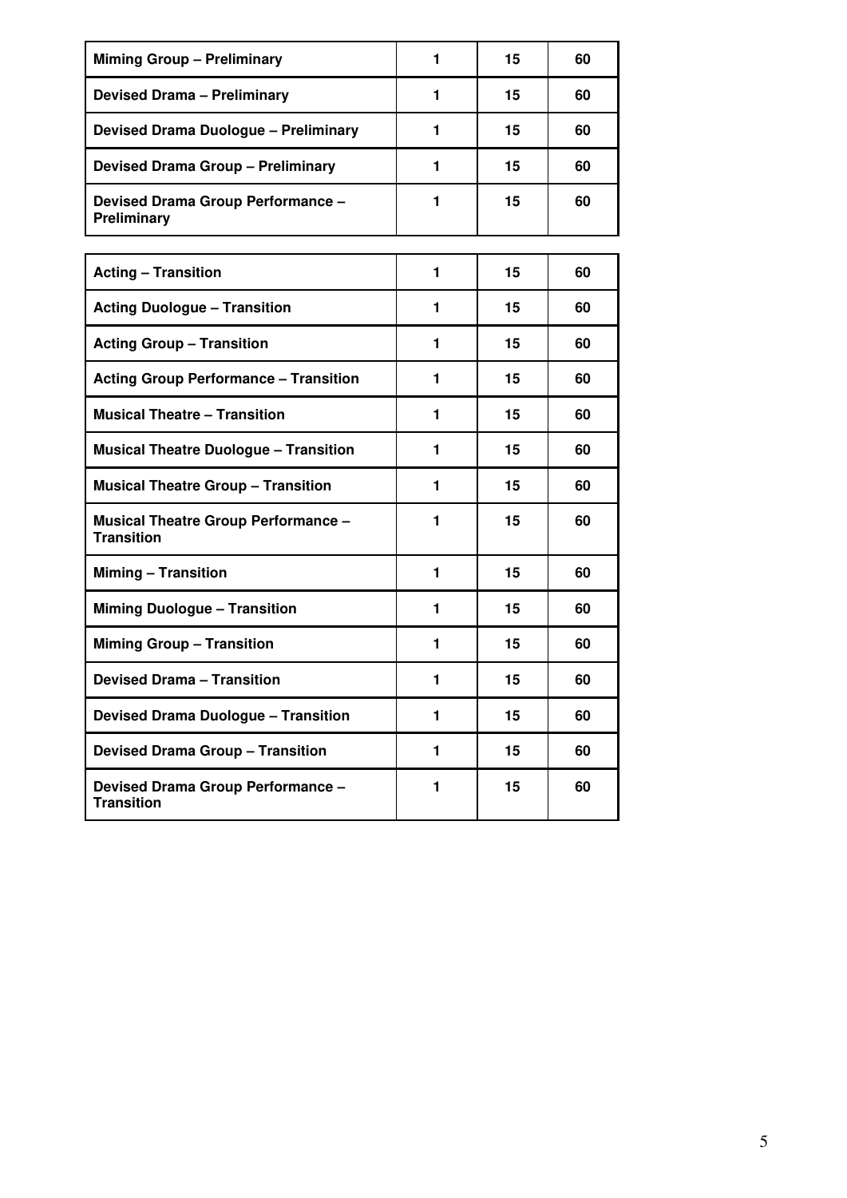| | | | |
|---|---|---|---|
| **Miming Group – Preliminary** | **1** | **15** | **60** |
| **Devised Drama – Preliminary** | **1** | **15** | **60** |
| **Devised Drama Duologue – Preliminary** | **1** | **15** | **60** |
| **Devised Drama Group – Preliminary** | **1** | **15** | **60** |
| **Devised Drama Group Performance – Preliminary** | **1** | **15** | **60** |

| | | | |
|---|---|---|---|
| **Acting – Transition** | **1** | **15** | **60** |
| **Acting Duologue – Transition** | **1** | **15** | **60** |
| **Acting Group – Transition** | **1** | **15** | **60** |
| **Acting Group Performance – Transition** | **1** | **15** | **60** |
| **Musical Theatre – Transition** | **1** | **15** | **60** |
| **Musical Theatre Duologue – Transition** | **1** | **15** | **60** |
| **Musical Theatre Group – Transition** | **1** | **15** | **60** |
| **Musical Theatre Group Performance – Transition** | **1** | **15** | **60** |
| **Miming – Transition** | **1** | **15** | **60** |
| **Miming Duologue – Transition** | **1** | **15** | **60** |
| **Miming Group – Transition** | **1** | **15** | **60** |
| **Devised Drama – Transition** | **1** | **15** | **60** |
| **Devised Drama Duologue – Transition** | **1** | **15** | **60** |
| **Devised Drama Group – Transition** | **1** | **15** | **60** |
| **Devised Drama Group Performance – Transition** | **1** | **15** | **60** |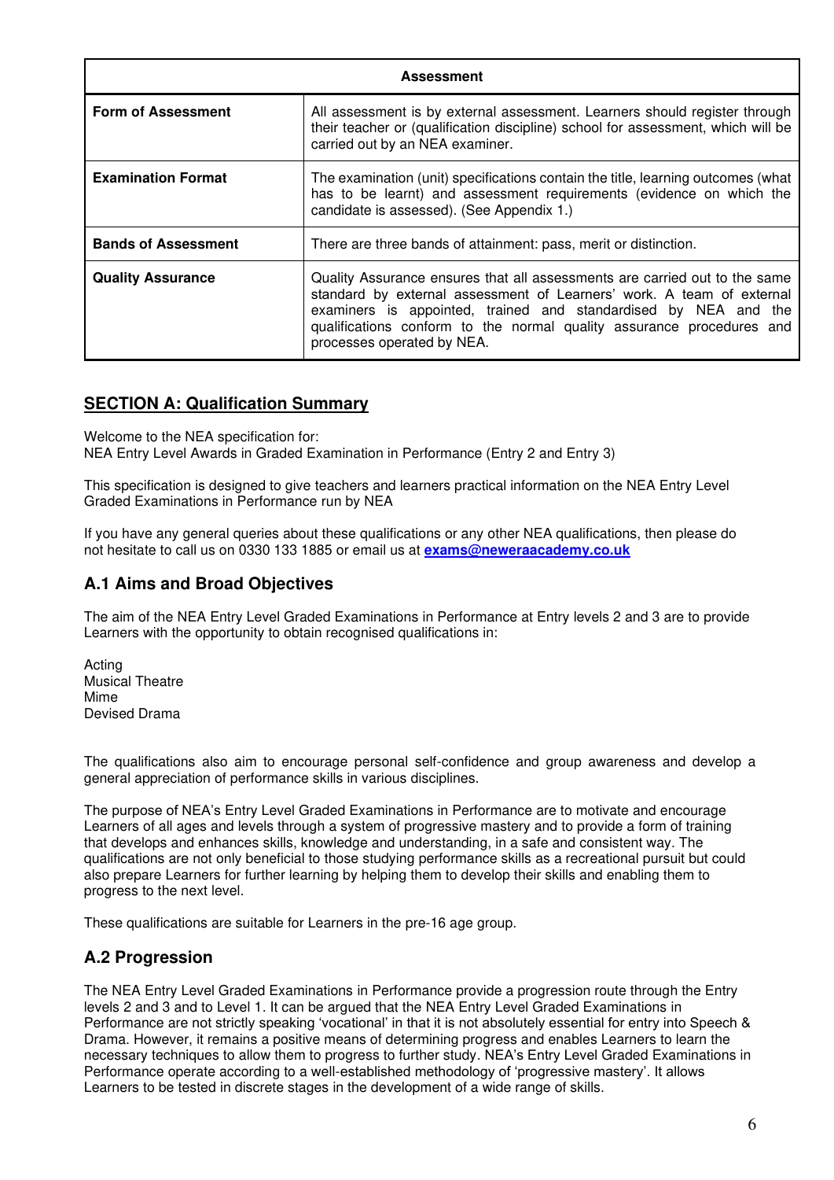| Assessment | |
|---|---|
| **Form of Assessment** | All assessment is by external assessment. Learners should register through their teacher or (qualification discipline) school for assessment, which will be carried out by an NEA examiner. |
| **Examination Format** | The examination (unit) specifications contain the title, learning outcomes (what has to be learnt) and assessment requirements (evidence on which the candidate is assessed). (See Appendix 1.) |
| **Bands of Assessment** | There are three bands of attainment: pass, merit or distinction. |
| **Quality Assurance** | Quality Assurance ensures that all assessments are carried out to the same standard by external assessment of Learners' work. A team of external examiners is appointed, trained and standardised by NEA and the qualifications conform to the normal quality assurance procedures and processes operated by NEA. |

## SECTION A: Qualification Summary

Welcome to the NEA specification for:
NEA Entry Level Awards in Graded Examination in Performance (Entry 2 and Entry 3)

This specification is designed to give teachers and learners practical information on the NEA Entry Level Graded Examinations in Performance run by NEA

If you have any general queries about these qualifications or any other NEA qualifications, then please do not hesitate to call us on 0330 133 1885 or email us at **exams@neweraacademy.co.uk**

### A.1 Aims and Broad Objectives

The aim of the NEA Entry Level Graded Examinations in Performance at Entry levels 2 and 3 are to provide Learners with the opportunity to obtain recognised qualifications in:

Acting
Musical Theatre
Mime
Devised Drama

The qualifications also aim to encourage personal self-confidence and group awareness and develop a general appreciation of performance skills in various disciplines.

The purpose of NEA's Entry Level Graded Examinations in Performance are to motivate and encourage Learners of all ages and levels through a system of progressive mastery and to provide a form of training that develops and enhances skills, knowledge and understanding, in a safe and consistent way. The qualifications are not only beneficial to those studying performance skills as a recreational pursuit but could also prepare Learners for further learning by helping them to develop their skills and enabling them to progress to the next level.

These qualifications are suitable for Learners in the pre-16 age group.

### A.2 Progression

The NEA Entry Level Graded Examinations in Performance provide a progression route through the Entry levels 2 and 3 and to Level 1. It can be argued that the NEA Entry Level Graded Examinations in Performance are not strictly speaking 'vocational' in that it is not absolutely essential for entry into Speech & Drama. However, it remains a positive means of determining progress and enables Learners to learn the necessary techniques to allow them to progress to further study. NEA's Entry Level Graded Examinations in Performance operate according to a well-established methodology of 'progressive mastery'. It allows Learners to be tested in discrete stages in the development of a wide range of skills.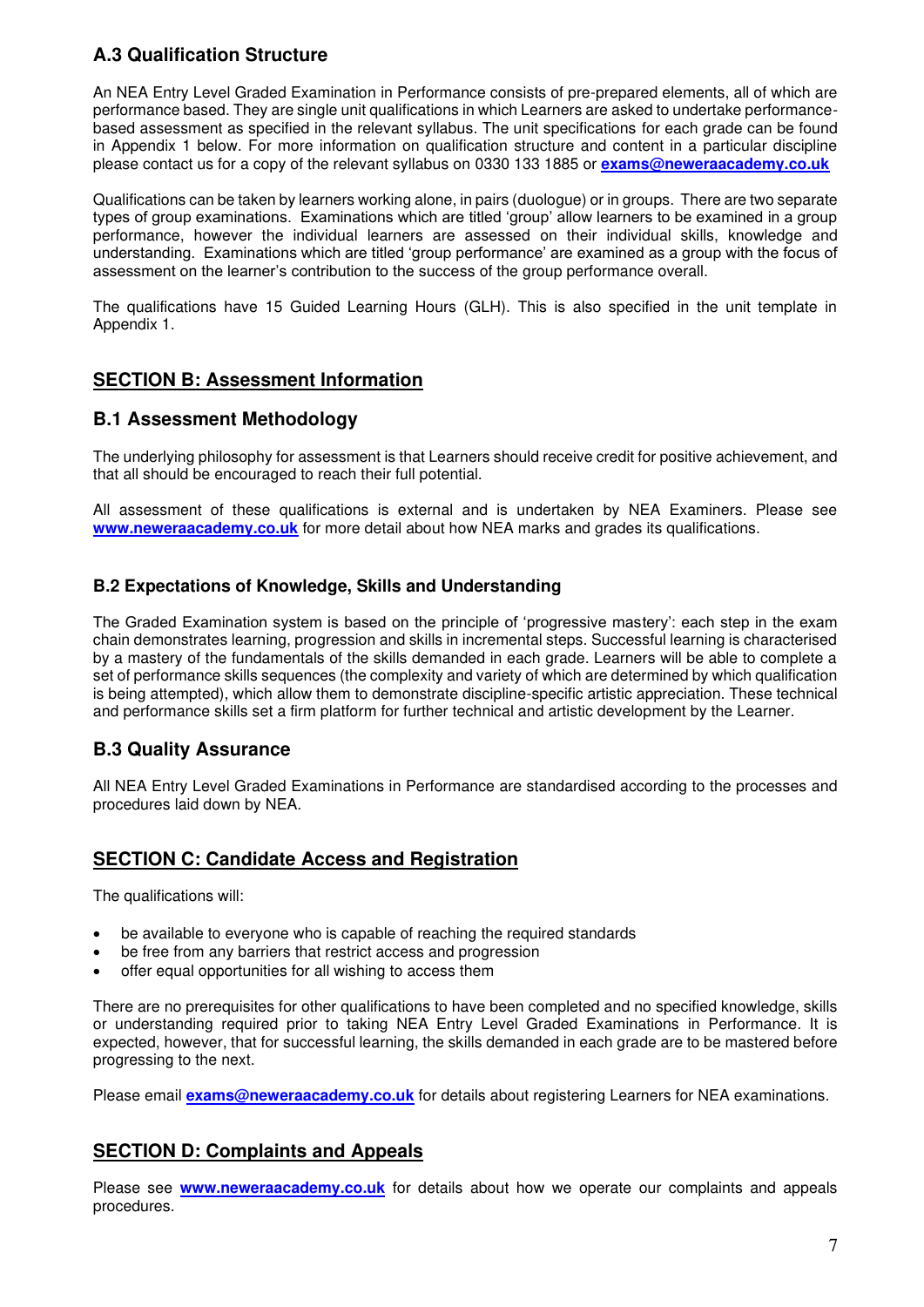### A.3 Qualification Structure

An NEA Entry Level Graded Examination in Performance consists of pre-prepared elements, all of which are performance based. They are single unit qualifications in which Learners are asked to undertake performance-based assessment as specified in the relevant syllabus. The unit specifications for each grade can be found in Appendix 1 below. For more information on qualification structure and content in a particular discipline please contact us for a copy of the relevant syllabus on 0330 133 1885 or **exams@neweraacademy.co.uk**

Qualifications can be taken by learners working alone, in pairs (duologue) or in groups. There are two separate types of group examinations. Examinations which are titled 'group' allow learners to be examined in a group performance, however the individual learners are assessed on their individual skills, knowledge and understanding. Examinations which are titled 'group performance' are examined as a group with the focus of assessment on the learner's contribution to the success of the group performance overall.

The qualifications have 15 Guided Learning Hours (GLH). This is also specified in the unit template in Appendix 1.

## SECTION B: Assessment Information

### B.1 Assessment Methodology

The underlying philosophy for assessment is that Learners should receive credit for positive achievement, and that all should be encouraged to reach their full potential.

All assessment of these qualifications is external and is undertaken by NEA Examiners. Please see **www.neweraacademy.co.uk** for more detail about how NEA marks and grades its qualifications.

### B.2 Expectations of Knowledge, Skills and Understanding

The Graded Examination system is based on the principle of 'progressive mastery': each step in the exam chain demonstrates learning, progression and skills in incremental steps. Successful learning is characterised by a mastery of the fundamentals of the skills demanded in each grade. Learners will be able to complete a set of performance skills sequences (the complexity and variety of which are determined by which qualification is being attempted), which allow them to demonstrate discipline-specific artistic appreciation. These technical and performance skills set a firm platform for further technical and artistic development by the Learner.

### B.3 Quality Assurance

All NEA Entry Level Graded Examinations in Performance are standardised according to the processes and procedures laid down by NEA.

## SECTION C: Candidate Access and Registration

The qualifications will:

- be available to everyone who is capable of reaching the required standards
- be free from any barriers that restrict access and progression
- offer equal opportunities for all wishing to access them

There are no prerequisites for other qualifications to have been completed and no specified knowledge, skills or understanding required prior to taking NEA Entry Level Graded Examinations in Performance. It is expected, however, that for successful learning, the skills demanded in each grade are to be mastered before progressing to the next.

Please email **exams@neweraacademy.co.uk** for details about registering Learners for NEA examinations.

## SECTION D: Complaints and Appeals

Please see **www.neweraacademy.co.uk** for details about how we operate our complaints and appeals procedures.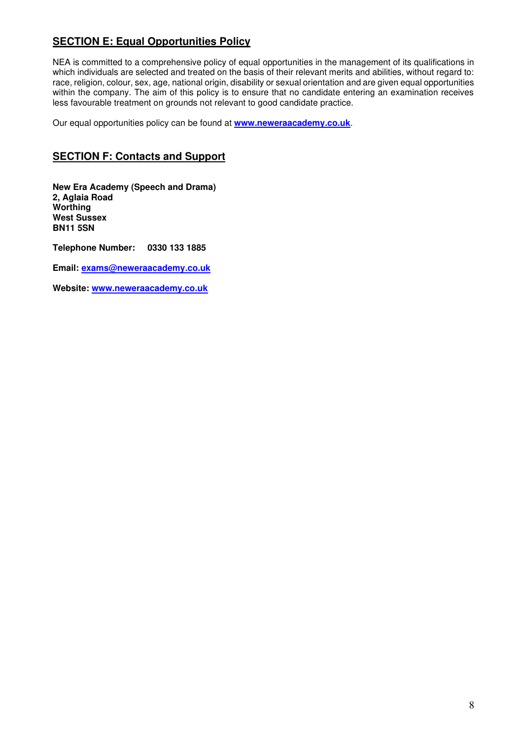## SECTION E: Equal Opportunities Policy

NEA is committed to a comprehensive policy of equal opportunities in the management of its qualifications in which individuals are selected and treated on the basis of their relevant merits and abilities, without regard to: race, religion, colour, sex, age, national origin, disability or sexual orientation and are given equal opportunities within the company. The aim of this policy is to ensure that no candidate entering an examination receives less favourable treatment on grounds not relevant to good candidate practice.

Our equal opportunities policy can be found at **www.neweraacademy.co.uk**.

## SECTION F: Contacts and Support

**New Era Academy (Speech and Drama)**
**2, Aglaia Road**
**Worthing**
**West Sussex**
**BN11 5SN**

**Telephone Number: 0330 133 1885**

**Email: exams@neweraacademy.co.uk**

**Website: www.neweraacademy.co.uk**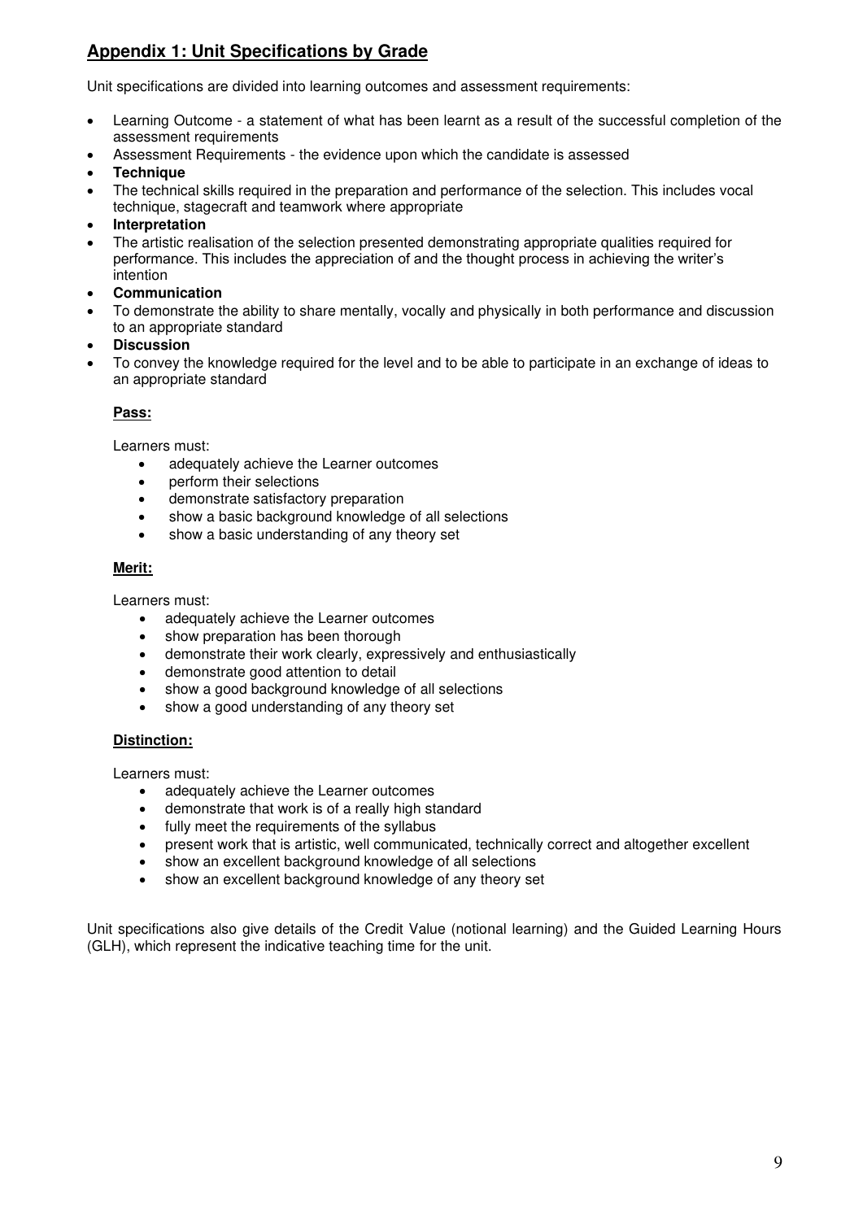## Appendix 1: Unit Specifications by Grade

Unit specifications are divided into learning outcomes and assessment requirements:

- Learning Outcome - a statement of what has been learnt as a result of the successful completion of the assessment requirements
- Assessment Requirements - the evidence upon which the candidate is assessed
- **Technique**
- The technical skills required in the preparation and performance of the selection. This includes vocal technique, stagecraft and teamwork where appropriate
- **Interpretation**
- The artistic realisation of the selection presented demonstrating appropriate qualities required for performance. This includes the appreciation of and the thought process in achieving the writer's intention
- **Communication**
- To demonstrate the ability to share mentally, vocally and physically in both performance and discussion to an appropriate standard
- **Discussion**
- To convey the knowledge required for the level and to be able to participate in an exchange of ideas to an appropriate standard

**Pass:**

Learners must:

- adequately achieve the Learner outcomes
- perform their selections
- demonstrate satisfactory preparation
- show a basic background knowledge of all selections
- show a basic understanding of any theory set

**Merit:**

Learners must:

- adequately achieve the Learner outcomes
- show preparation has been thorough
- demonstrate their work clearly, expressively and enthusiastically
- demonstrate good attention to detail
- show a good background knowledge of all selections
- show a good understanding of any theory set

**Distinction:**

Learners must:

- adequately achieve the Learner outcomes
- demonstrate that work is of a really high standard
- fully meet the requirements of the syllabus
- present work that is artistic, well communicated, technically correct and altogether excellent
- show an excellent background knowledge of all selections
- show an excellent background knowledge of any theory set

Unit specifications also give details of the Credit Value (notional learning) and the Guided Learning Hours (GLH), which represent the indicative teaching time for the unit.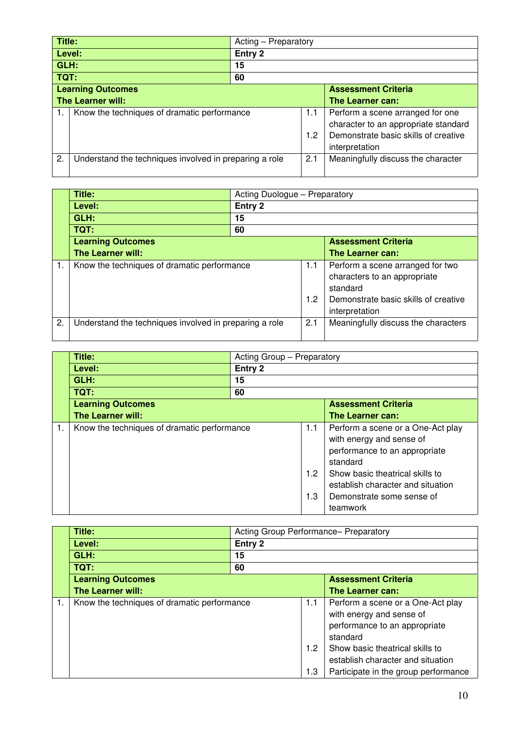| Title: | Acting – Preparatory | | |
|---|---|---|---|
| **Level:** | **Entry 2** | | |
| **GLH:** | **15** | | |
| **TQT:** | **60** | | |
| **Learning Outcomes**<br>**The Learner will:** | | **Assessment Criteria**<br>**The Learner can:** | |
| 1. Know the techniques of dramatic performance | | 1.1 | Perform a scene arranged for one character to an appropriate standard |
| | | 1.2 | Demonstrate basic skills of creative interpretation |
| 2. Understand the techniques involved in preparing a role | | 2.1 | Meaningfully discuss the character |

| Title: | Acting Duologue – Preparatory | | |
|---|---|---|---|
| **Level:** | **Entry 2** | | |
| **GLH:** | **15** | | |
| **TQT:** | **60** | | |
| **Learning Outcomes**<br>**The Learner will:** | | **Assessment Criteria**<br>**The Learner can:** | |
| 1. Know the techniques of dramatic performance | | 1.1 | Perform a scene arranged for two characters to an appropriate standard |
| | | 1.2 | Demonstrate basic skills of creative interpretation |
| 2. Understand the techniques involved in preparing a role | | 2.1 | Meaningfully discuss the characters |

| Title: | Acting Group – Preparatory | | |
|---|---|---|---|
| **Level:** | **Entry 2** | | |
| **GLH:** | **15** | | |
| **TQT:** | **60** | | |
| **Learning Outcomes**<br>**The Learner will:** | | **Assessment Criteria**<br>**The Learner can:** | |
| 1. Know the techniques of dramatic performance | | 1.1 | Perform a scene or a One-Act play with energy and sense of performance to an appropriate standard |
| | | 1.2 | Show basic theatrical skills to establish character and situation |
| | | 1.3 | Demonstrate some sense of teamwork |

| Title: | Acting Group Performance– Preparatory | | |
|---|---|---|---|
| **Level:** | **Entry 2** | | |
| **GLH:** | **15** | | |
| **TQT:** | **60** | | |
| **Learning Outcomes**<br>**The Learner will:** | | **Assessment Criteria**<br>**The Learner can:** | |
| 1. Know the techniques of dramatic performance | | 1.1 | Perform a scene or a One-Act play with energy and sense of performance to an appropriate standard |
| | | 1.2 | Show basic theatrical skills to establish character and situation |
| | | 1.3 | Participate in the group performance |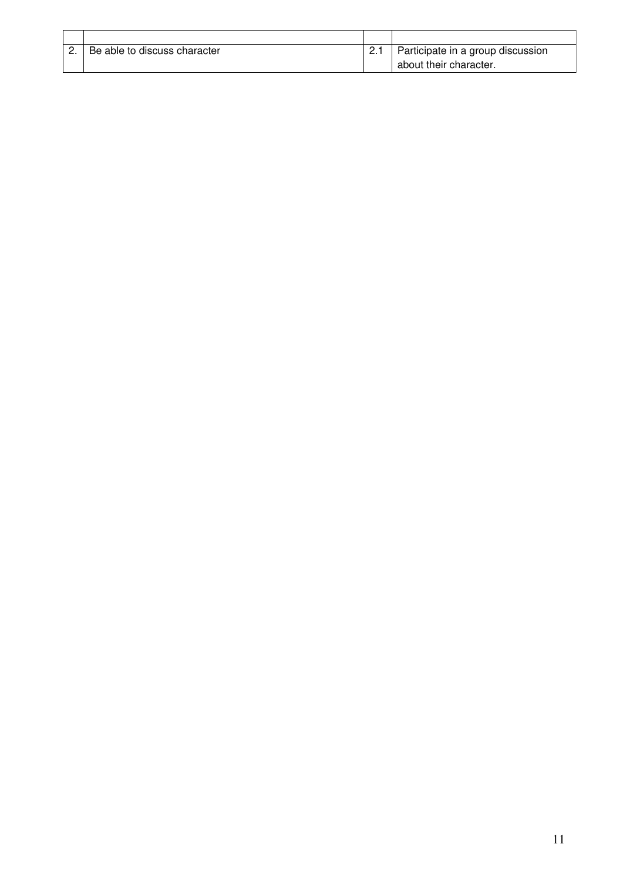| | | | |
|---|---|---|---|
| 2. | Be able to discuss character | 2.1 | Participate in a group discussion about their character. |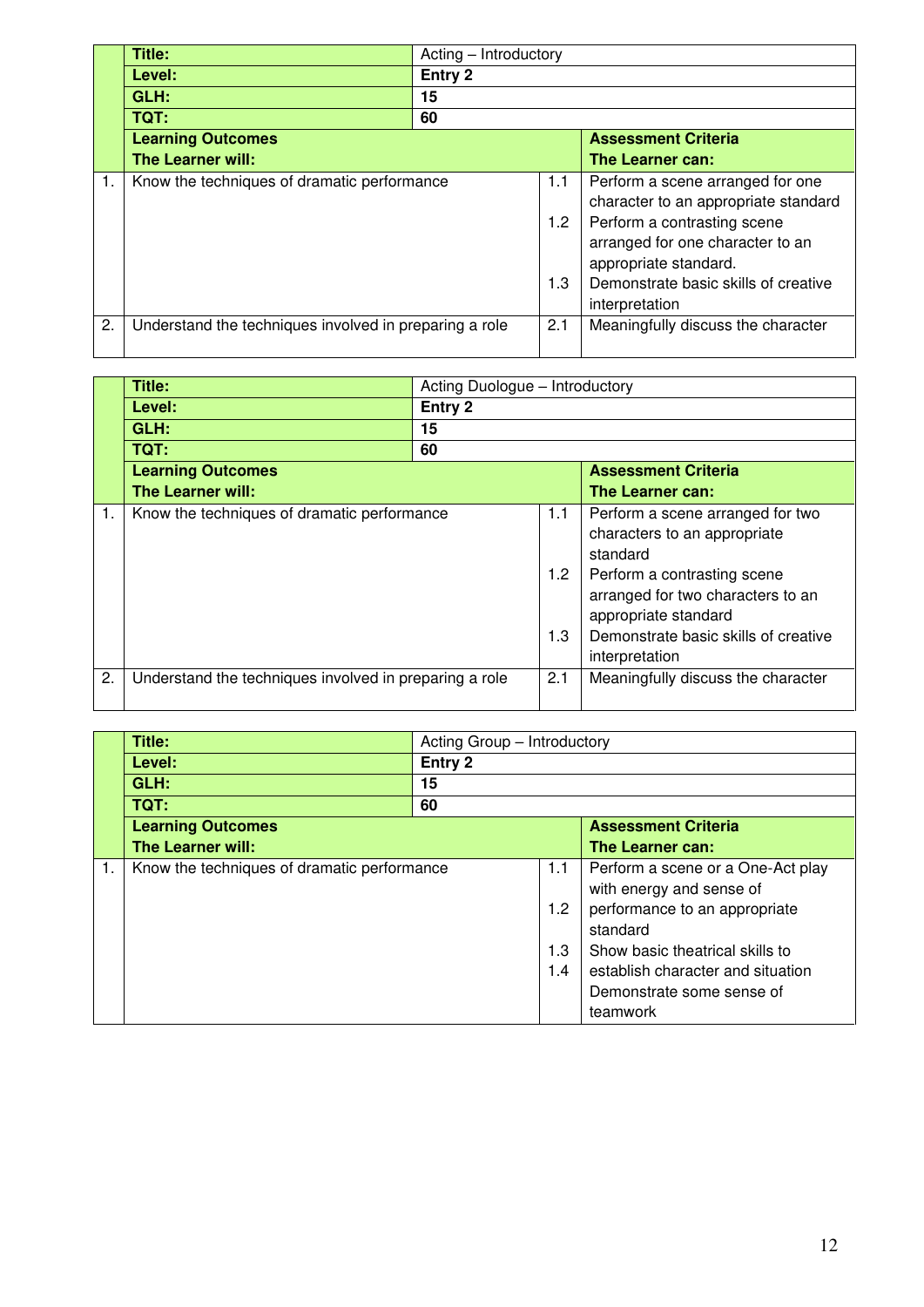| | Title: | Acting – Introductory | | |
|---|---|---|---|---|
| | **Level:** | **Entry 2** | | |
| | **GLH:** | **15** | | |
| | **TQT:** | **60** | | |
| | **Learning Outcomes**<br>**The Learner will:** | | | **Assessment Criteria**<br>**The Learner can:** |
| 1. | Know the techniques of dramatic performance | | 1.1 | Perform a scene arranged for one character to an appropriate standard |
| | | | 1.2 | Perform a contrasting scene arranged for one character to an appropriate standard. |
| | | | 1.3 | Demonstrate basic skills of creative interpretation |
| 2. | Understand the techniques involved in preparing a role | | 2.1 | Meaningfully discuss the character |

| | Title: | Acting Duologue – Introductory | | |
|---|---|---|---|---|
| | **Level:** | **Entry 2** | | |
| | **GLH:** | **15** | | |
| | **TQT:** | **60** | | |
| | **Learning Outcomes**<br>**The Learner will:** | | | **Assessment Criteria**<br>**The Learner can:** |
| 1. | Know the techniques of dramatic performance | | 1.1 | Perform a scene arranged for two characters to an appropriate standard |
| | | | 1.2 | Perform a contrasting scene arranged for two characters to an appropriate standard |
| | | | 1.3 | Demonstrate basic skills of creative interpretation |
| 2. | Understand the techniques involved in preparing a role | | 2.1 | Meaningfully discuss the character |

| | Title: | Acting Group – Introductory | | |
|---|---|---|---|---|
| | **Level:** | **Entry 2** | | |
| | **GLH:** | **15** | | |
| | **TQT:** | **60** | | |
| | **Learning Outcomes**<br>**The Learner will:** | | | **Assessment Criteria**<br>**The Learner can:** |
| 1. | Know the techniques of dramatic performance | | 1.1 | Perform a scene or a One-Act play |
| | | | 1.2 | with energy and sense of performance to an appropriate standard |
| | | | 1.3 | Show basic theatrical skills to establish character and situation |
| | | | 1.4 | Demonstrate some sense of teamwork |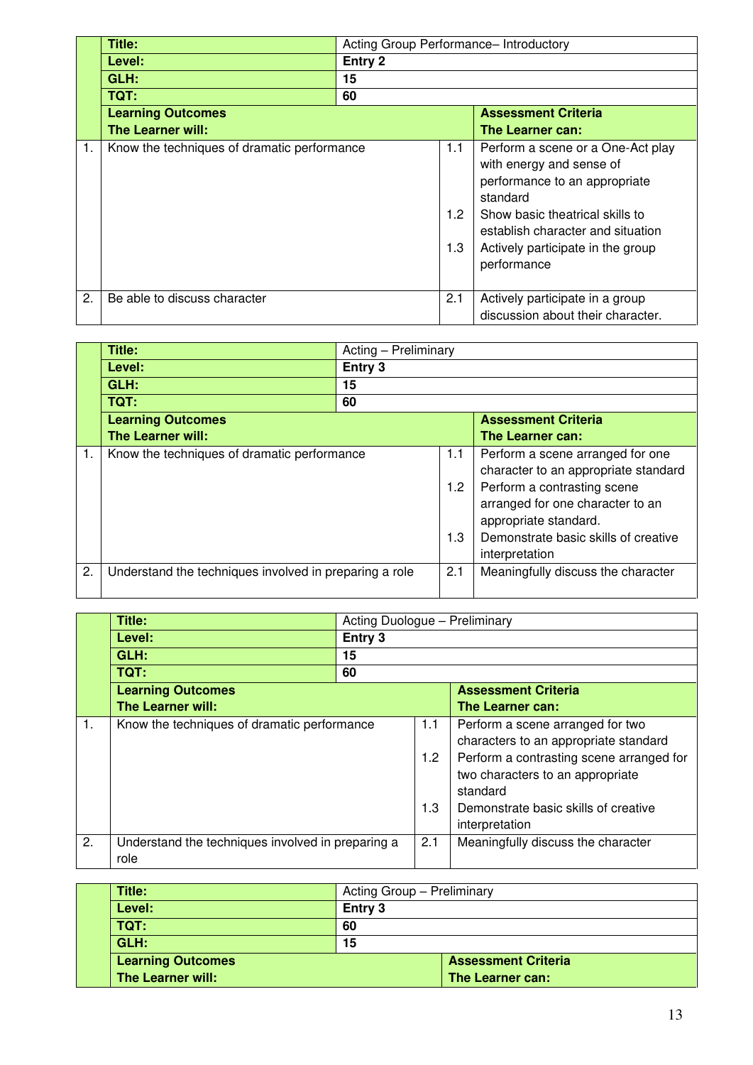| | | | | |
|---|---|---|---|---|
| | **Title:** | Acting Group Performance– Introductory | | |
| | **Level:** | **Entry 2** | | |
| | **GLH:** | **15** | | |
| | **TQT:** | **60** | | |
| | **Learning Outcomes**<br>**The Learner will:** | | | **Assessment Criteria**<br>**The Learner can:** |
| 1. | Know the techniques of dramatic performance | | 1.1 | Perform a scene or a One-Act play with energy and sense of performance to an appropriate standard |
| | | | 1.2 | Show basic theatrical skills to establish character and situation |
| | | | 1.3 | Actively participate in the group performance |
| 2. | Be able to discuss character | | 2.1 | Actively participate in a group discussion about their character. |

| | | | | |
|---|---|---|---|---|
| | **Title:** | Acting – Preliminary | | |
| | **Level:** | **Entry 3** | | |
| | **GLH:** | **15** | | |
| | **TQT:** | **60** | | |
| | **Learning Outcomes**<br>**The Learner will:** | | | **Assessment Criteria**<br>**The Learner can:** |
| 1. | Know the techniques of dramatic performance | | 1.1 | Perform a scene arranged for one character to an appropriate standard |
| | | | 1.2 | Perform a contrasting scene arranged for one character to an appropriate standard. |
| | | | 1.3 | Demonstrate basic skills of creative interpretation |
| 2. | Understand the techniques involved in preparing a role | | 2.1 | Meaningfully discuss the character |

| | | | | |
|---|---|---|---|---|
| | **Title:** | Acting Duologue – Preliminary | | |
| | **Level:** | **Entry 3** | | |
| | **GLH:** | **15** | | |
| | **TQT:** | **60** | | |
| | **Learning Outcomes**<br>**The Learner will:** | | | **Assessment Criteria**<br>**The Learner can:** |
| 1. | Know the techniques of dramatic performance | | 1.1 | Perform a scene arranged for two characters to an appropriate standard |
| | | | 1.2 | Perform a contrasting scene arranged for two characters to an appropriate standard |
| | | | 1.3 | Demonstrate basic skills of creative interpretation |
| 2. | Understand the techniques involved in preparing a role | | 2.1 | Meaningfully discuss the character |

| | | | | |
|---|---|---|---|---|
| | **Title:** | Acting Group – Preliminary | | |
| | **Level:** | **Entry 3** | | |
| | **TQT:** | **60** | | |
| | **GLH:** | **15** | | |
| | **Learning Outcomes**<br>**The Learner will:** | | | **Assessment Criteria**<br>**The Learner can:** |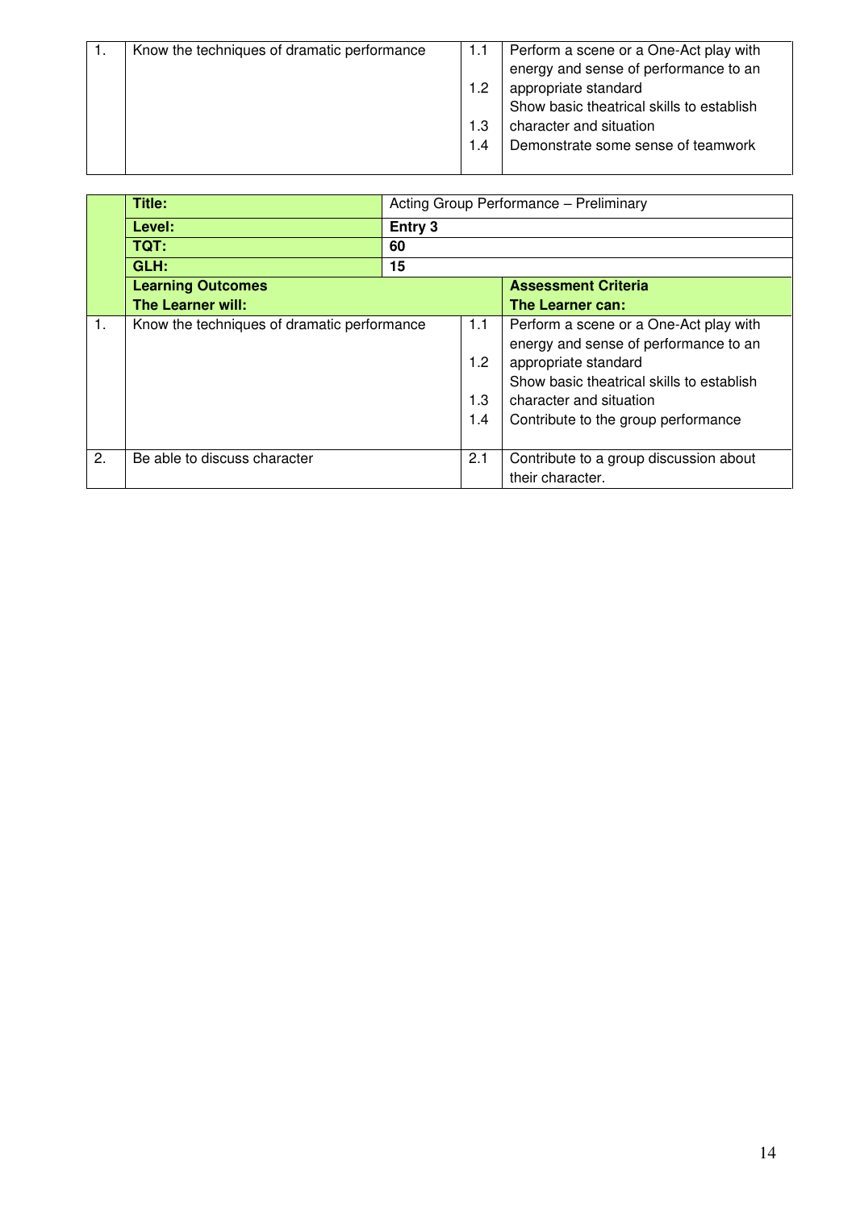| 1. | Know the techniques of dramatic performance | 1.1<br><br>1.2<br><br>1.3<br>1.4 | Perform a scene or a One-Act play with energy and sense of performance to an appropriate standard<br>Show basic theatrical skills to establish character and situation<br>Demonstrate some sense of teamwork |
|---|---|---|---|

| | **Title:** | Acting Group Performance – Preliminary | | |
|---|---|---|---|---|
| | **Level:** | **Entry 3** | | |
| | **TQT:** | **60** | | |
| | **GLH:** | **15** | | |
| | **Learning Outcomes**<br>**The Learner will:** | | | **Assessment Criteria**<br>**The Learner can:** |
| 1. | Know the techniques of dramatic performance | | 1.1<br><br>1.2<br><br>1.3<br>1.4 | Perform a scene or a One-Act play with energy and sense of performance to an appropriate standard<br>Show basic theatrical skills to establish character and situation<br>Contribute to the group performance |
| 2. | Be able to discuss character | | 2.1 | Contribute to a group discussion about their character. |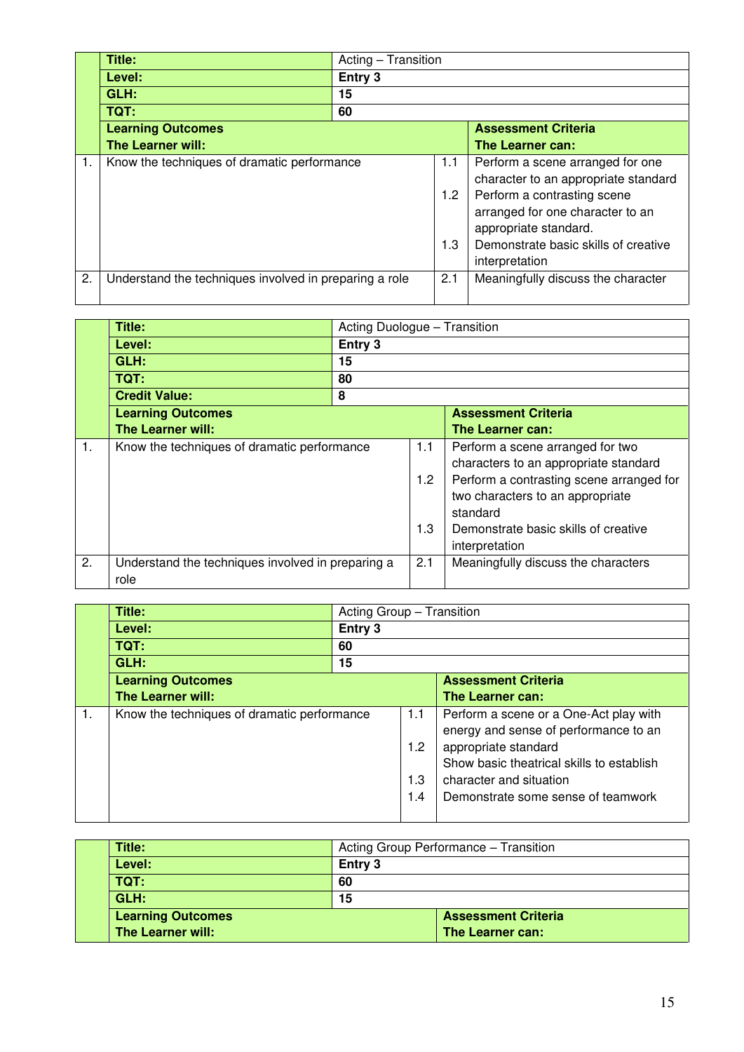| | | | |
|---|---|---|---|
| **Title:** | Acting – Transition | | |
| **Level:** | **Entry 3** | | |
| **GLH:** | **15** | | |
| **TQT:** | **60** | | |
| **Learning Outcomes**<br>**The Learner will:** | | | **Assessment Criteria**<br>**The Learner can:** |
| 1. | Know the techniques of dramatic performance | 1.1 | Perform a scene arranged for one character to an appropriate standard |
| | | 1.2 | Perform a contrasting scene arranged for one character to an appropriate standard. |
| | | 1.3 | Demonstrate basic skills of creative interpretation |
| 2. | Understand the techniques involved in preparing a role | 2.1 | Meaningfully discuss the character |

| | | | |
|---|---|---|---|
| **Title:** | Acting Duologue – Transition | | |
| **Level:** | **Entry 3** | | |
| **GLH:** | **15** | | |
| **TQT:** | **80** | | |
| **Credit Value:** | **8** | | |
| **Learning Outcomes**<br>**The Learner will:** | | | **Assessment Criteria**<br>**The Learner can:** |
| 1. | Know the techniques of dramatic performance | 1.1 | Perform a scene arranged for two characters to an appropriate standard |
| | | 1.2 | Perform a contrasting scene arranged for two characters to an appropriate standard |
| | | 1.3 | Demonstrate basic skills of creative interpretation |
| 2. | Understand the techniques involved in preparing a role | 2.1 | Meaningfully discuss the characters |

| | | | |
|---|---|---|---|
| **Title:** | Acting Group – Transition | | |
| **Level:** | **Entry 3** | | |
| **TQT:** | **60** | | |
| **GLH:** | **15** | | |
| **Learning Outcomes**<br>**The Learner will:** | | | **Assessment Criteria**<br>**The Learner can:** |
| 1. | Know the techniques of dramatic performance | 1.1 | Perform a scene or a One-Act play with energy and sense of performance to an |
| | | 1.2 | appropriate standard<br>Show basic theatrical skills to establish |
| | | 1.3 | character and situation |
| | | 1.4 | Demonstrate some sense of teamwork |

| | | | |
|---|---|---|---|
| **Title:** | Acting Group Performance – Transition | | |
| **Level:** | **Entry 3** | | |
| **TQT:** | **60** | | |
| **GLH:** | **15** | | |
| **Learning Outcomes**<br>**The Learner will:** | | | **Assessment Criteria**<br>**The Learner can:** |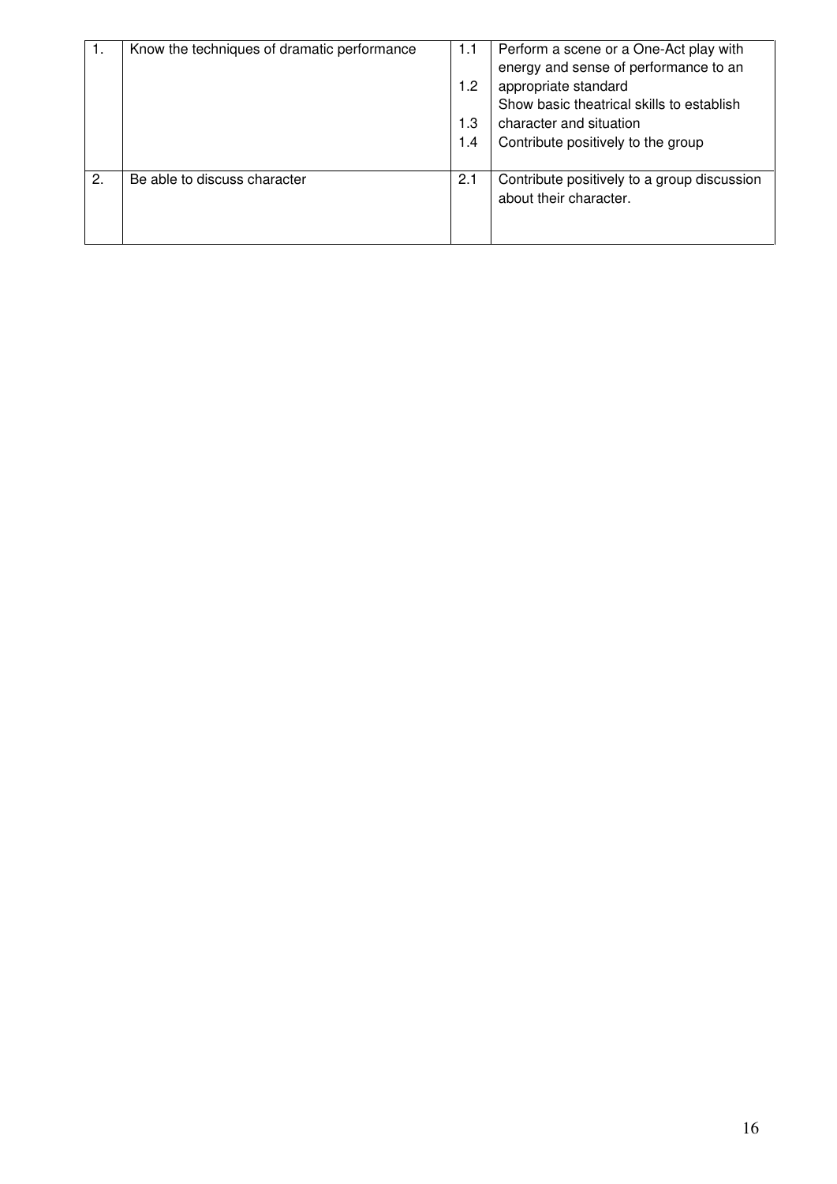| | | | |
|---|---|---|---|
| 1. | Know the techniques of dramatic performance | 1.1 | Perform a scene or a One-Act play with energy and sense of performance to an |
| | | 1.2 | appropriate standard Show basic theatrical skills to establish |
| | | 1.3 | character and situation |
| | | 1.4 | Contribute positively to the group |
| 2. | Be able to discuss character | 2.1 | Contribute positively to a group discussion about their character. |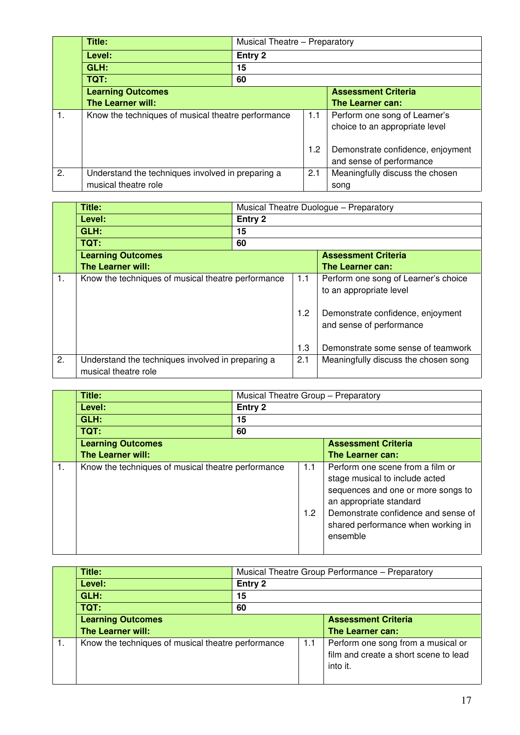| | Title: | Musical Theatre – Preparatory | | |
|---|---|---|---|---|
| | **Level:** | **Entry 2** | | |
| | **GLH:** | **15** | | |
| | **TQT:** | **60** | | |
| | **Learning Outcomes** **The Learner will:** | | | **Assessment Criteria** **The Learner can:** |
| 1. | Know the techniques of musical theatre performance | | 1.1 | Perform one song of Learner's choice to an appropriate level |
| | | | 1.2 | Demonstrate confidence, enjoyment and sense of performance |
| 2. | Understand the techniques involved in preparing a musical theatre role | | 2.1 | Meaningfully discuss the chosen song |

| | Title: | Musical Theatre Duologue – Preparatory | | |
|---|---|---|---|---|
| | **Level:** | **Entry 2** | | |
| | **GLH:** | **15** | | |
| | **TQT:** | **60** | | |
| | **Learning Outcomes** **The Learner will:** | | | **Assessment Criteria** **The Learner can:** |
| 1. | Know the techniques of musical theatre performance | | 1.1 | Perform one song of Learner's choice to an appropriate level |
| | | | 1.2 | Demonstrate confidence, enjoyment and sense of performance |
| | | | 1.3 | Demonstrate some sense of teamwork |
| 2. | Understand the techniques involved in preparing a musical theatre role | | 2.1 | Meaningfully discuss the chosen song |

| | Title: | Musical Theatre Group – Preparatory | | |
|---|---|---|---|---|
| | **Level:** | **Entry 2** | | |
| | **GLH:** | **15** | | |
| | **TQT:** | **60** | | |
| | **Learning Outcomes** **The Learner will:** | | | **Assessment Criteria** **The Learner can:** |
| 1. | Know the techniques of musical theatre performance | | 1.1 | Perform one scene from a film or stage musical to include acted sequences and one or more songs to an appropriate standard |
| | | | 1.2 | Demonstrate confidence and sense of shared performance when working in ensemble |

| | Title: | Musical Theatre Group Performance – Preparatory | | |
|---|---|---|---|---|
| | **Level:** | **Entry 2** | | |
| | **GLH:** | **15** | | |
| | **TQT:** | **60** | | |
| | **Learning Outcomes** **The Learner will:** | | | **Assessment Criteria** **The Learner can:** |
| 1. | Know the techniques of musical theatre performance | | 1.1 | Perform one song from a musical or film and create a short scene to lead into it. |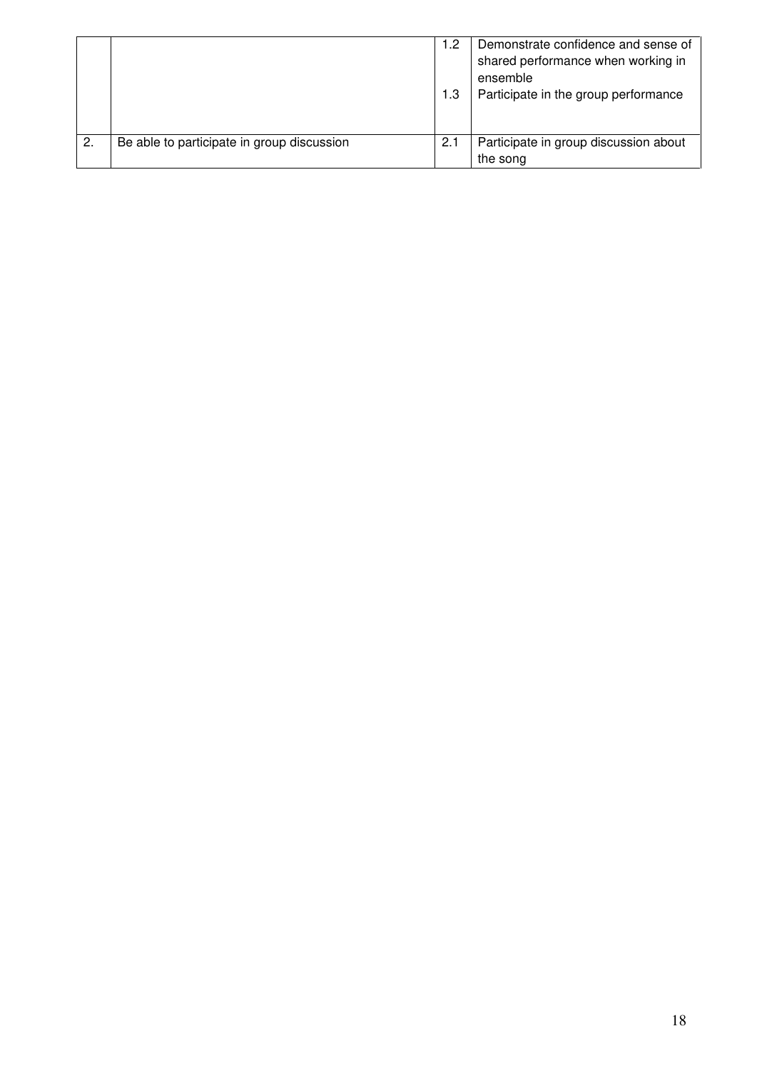| | | | |
|---|---|---|---|
| | | 1.2<br><br>1.3 | Demonstrate confidence and sense of shared performance when working in ensemble<br>Participate in the group performance |
| 2. | Be able to participate in group discussion | 2.1 | Participate in group discussion about the song |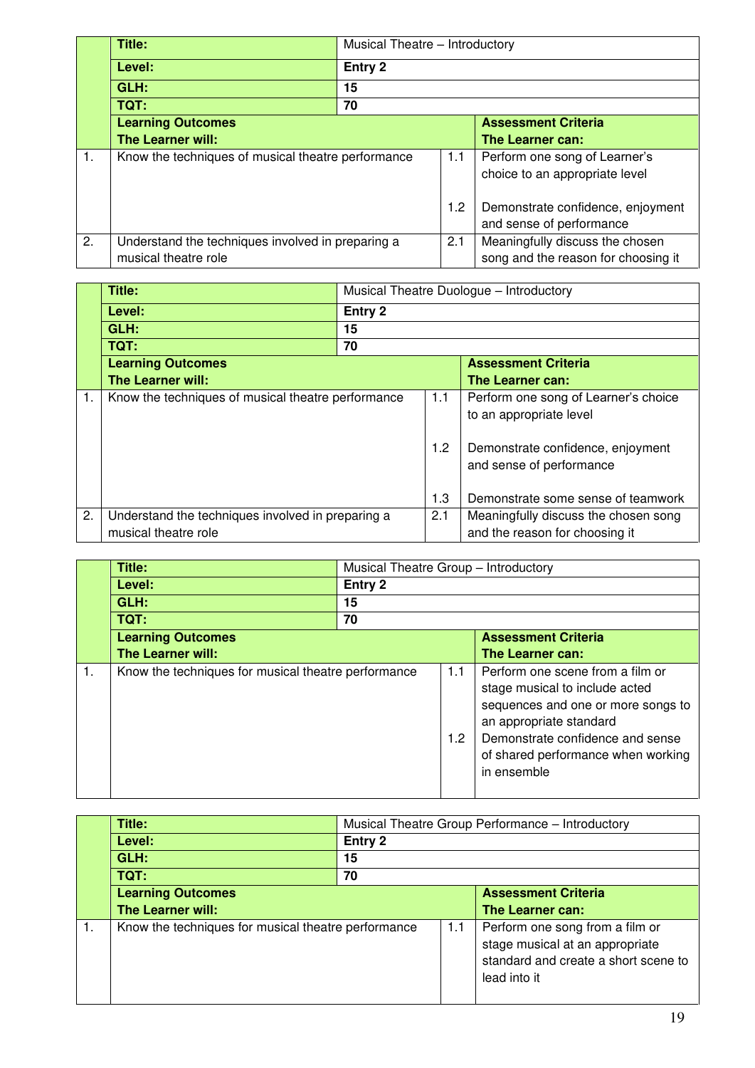| | Title: | Musical Theatre – Introductory | | |
|---|---|---|---|---|
| | **Level:** | **Entry 2** | | |
| | **GLH:** | **15** | | |
| | **TQT:** | **70** | | |
| | **Learning Outcomes**<br>**The Learner will:** | | | **Assessment Criteria**<br>**The Learner can:** |
| 1. | Know the techniques of musical theatre performance | | 1.1 | Perform one song of Learner's choice to an appropriate level |
| | | | 1.2 | Demonstrate confidence, enjoyment and sense of performance |
| 2. | Understand the techniques involved in preparing a musical theatre role | | 2.1 | Meaningfully discuss the chosen song and the reason for choosing it |

| | Title: | Musical Theatre Duologue – Introductory | | |
|---|---|---|---|---|
| | **Level:** | **Entry 2** | | |
| | **GLH:** | **15** | | |
| | **TQT:** | **70** | | |
| | **Learning Outcomes**<br>**The Learner will:** | | | **Assessment Criteria**<br>**The Learner can:** |
| 1. | Know the techniques of musical theatre performance | | 1.1 | Perform one song of Learner's choice to an appropriate level |
| | | | 1.2 | Demonstrate confidence, enjoyment and sense of performance |
| | | | 1.3 | Demonstrate some sense of teamwork |
| 2. | Understand the techniques involved in preparing a musical theatre role | | 2.1 | Meaningfully discuss the chosen song and the reason for choosing it |

| | Title: | Musical Theatre Group – Introductory | | |
|---|---|---|---|---|
| | **Level:** | **Entry 2** | | |
| | **GLH:** | **15** | | |
| | **TQT:** | **70** | | |
| | **Learning Outcomes**<br>**The Learner will:** | | | **Assessment Criteria**<br>**The Learner can:** |
| 1. | Know the techniques for musical theatre performance | | 1.1 | Perform one scene from a film or stage musical to include acted sequences and one or more songs to an appropriate standard |
| | | | 1.2 | Demonstrate confidence and sense of shared performance when working in ensemble |

| | Title: | Musical Theatre Group Performance – Introductory | | |
|---|---|---|---|---|
| | **Level:** | **Entry 2** | | |
| | **GLH:** | **15** | | |
| | **TQT:** | **70** | | |
| | **Learning Outcomes**<br>**The Learner will:** | | | **Assessment Criteria**<br>**The Learner can:** |
| 1. | Know the techniques for musical theatre performance | | 1.1 | Perform one song from a film or stage musical at an appropriate standard and create a short scene to lead into it |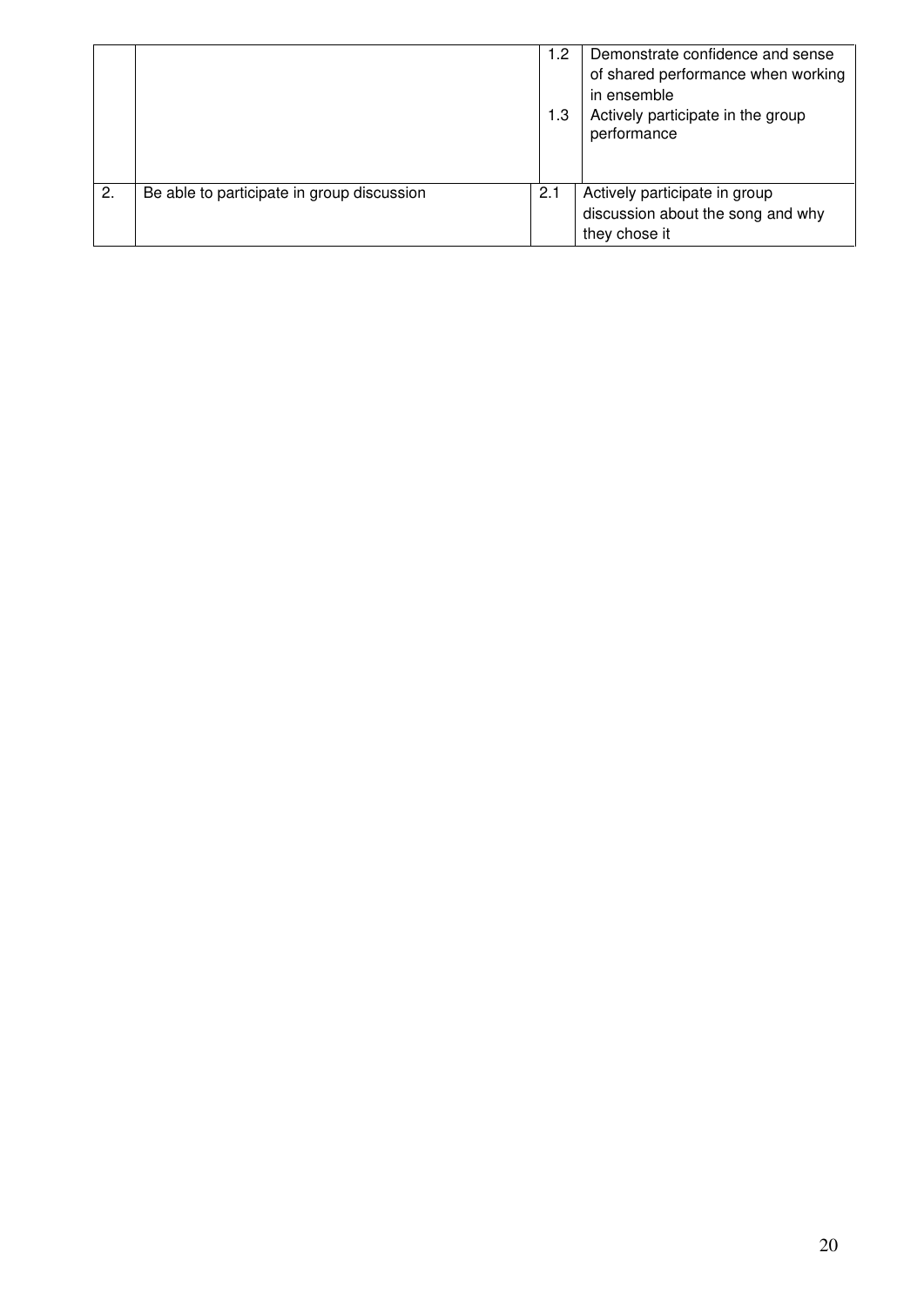| | | | |
|---|---|---|---|
| | | 1.2<br><br>1.3 | Demonstrate confidence and sense of shared performance when working in ensemble<br>Actively participate in the group performance |
| 2. | Be able to participate in group discussion | 2.1 | Actively participate in group discussion about the song and why they chose it |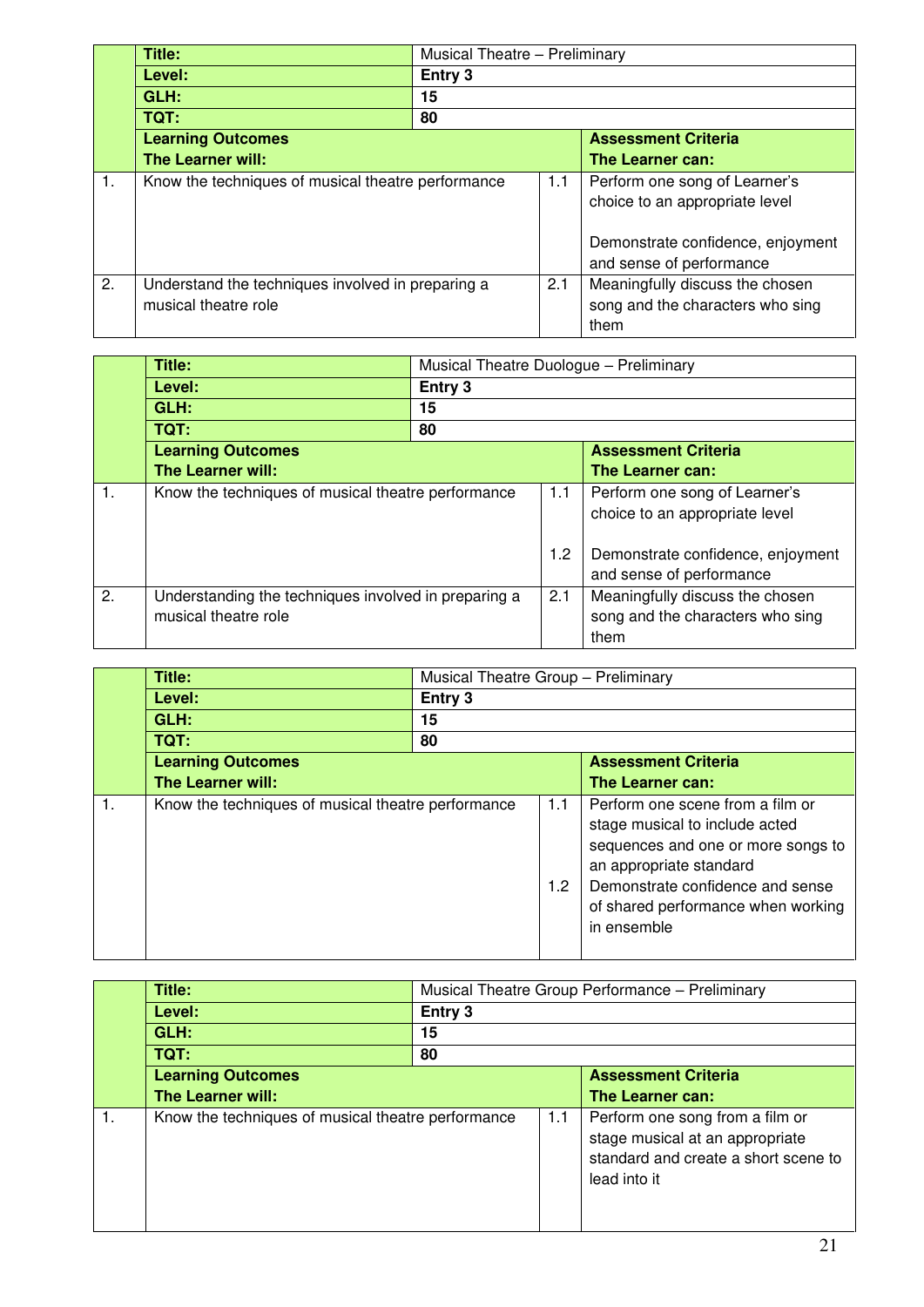| | Title: | Musical Theatre – Preliminary | | |
|---|---|---|---|---|
| | **Level:** | **Entry 3** | | |
| | **GLH:** | **15** | | |
| | **TQT:** | **80** | | |
| | **Learning Outcomes The Learner will:** | | | **Assessment Criteria The Learner can:** |
| 1. | Know the techniques of musical theatre performance | | 1.1 | Perform one song of Learner's choice to an appropriate level<br><br>Demonstrate confidence, enjoyment and sense of performance |
| 2. | Understand the techniques involved in preparing a musical theatre role | | 2.1 | Meaningfully discuss the chosen song and the characters who sing them |

| | Title: | Musical Theatre Duologue – Preliminary | | |
|---|---|---|---|---|
| | **Level:** | **Entry 3** | | |
| | **GLH:** | **15** | | |
| | **TQT:** | **80** | | |
| | **Learning Outcomes The Learner will:** | | | **Assessment Criteria The Learner can:** |
| 1. | Know the techniques of musical theatre performance | | 1.1<br><br>1.2 | Perform one song of Learner's choice to an appropriate level<br><br>Demonstrate confidence, enjoyment and sense of performance |
| 2. | Understanding the techniques involved in preparing a musical theatre role | | 2.1 | Meaningfully discuss the chosen song and the characters who sing them |

| | Title: | Musical Theatre Group – Preliminary | | |
|---|---|---|---|---|
| | **Level:** | **Entry 3** | | |
| | **GLH:** | **15** | | |
| | **TQT:** | **80** | | |
| | **Learning Outcomes The Learner will:** | | | **Assessment Criteria The Learner can:** |
| 1. | Know the techniques of musical theatre performance | | 1.1<br><br>1.2 | Perform one scene from a film or stage musical to include acted sequences and one or more songs to an appropriate standard<br>Demonstrate confidence and sense of shared performance when working in ensemble |

| | Title: | Musical Theatre Group Performance – Preliminary | | |
|---|---|---|---|---|
| | **Level:** | **Entry 3** | | |
| | **GLH:** | **15** | | |
| | **TQT:** | **80** | | |
| | **Learning Outcomes The Learner will:** | | | **Assessment Criteria The Learner can:** |
| 1. | Know the techniques of musical theatre performance | | 1.1 | Perform one song from a film or stage musical at an appropriate standard and create a short scene to lead into it |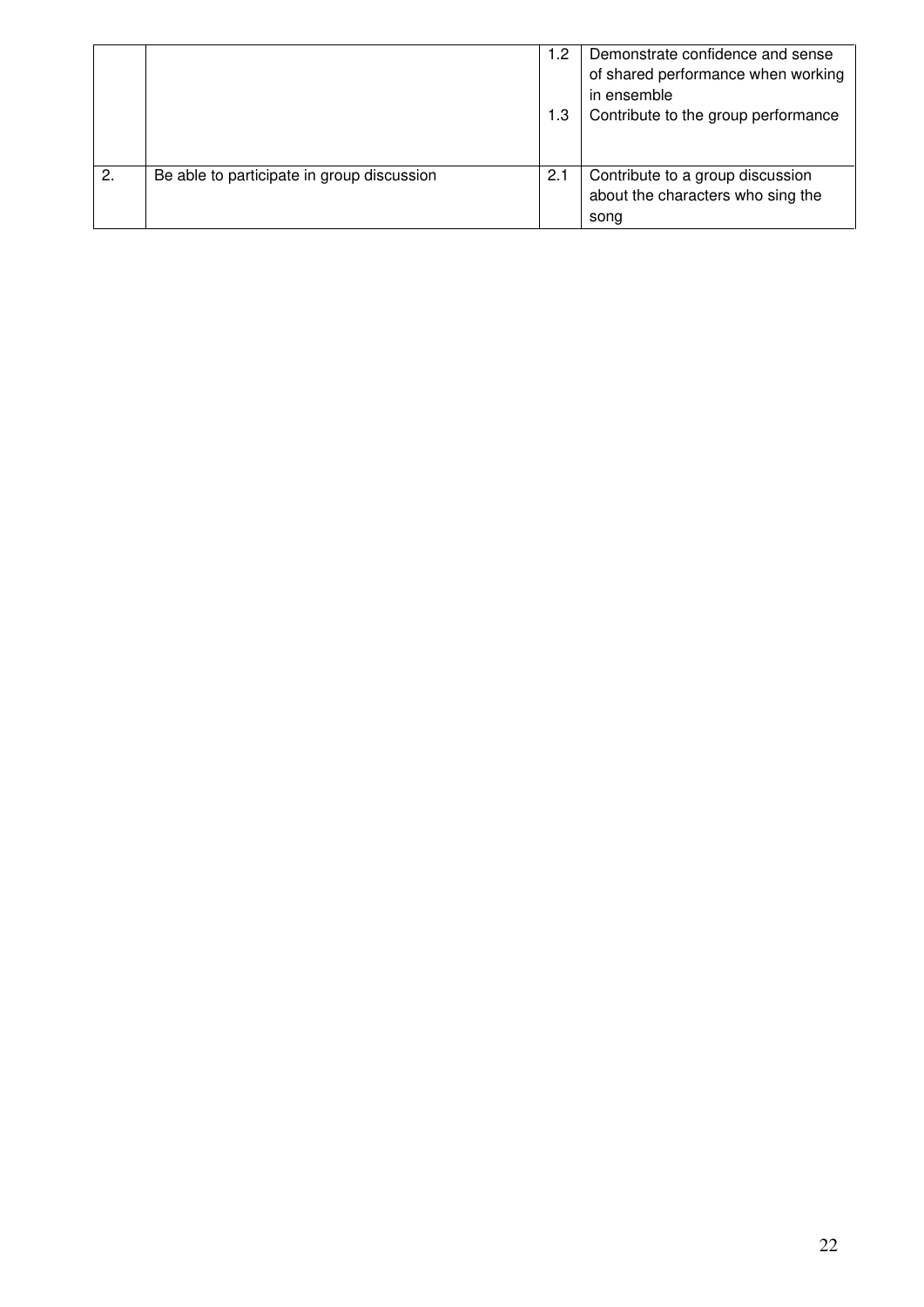| | | | |
|---|---|---|---|
| | | 1.2<br><br>1.3 | Demonstrate confidence and sense of shared performance when working in ensemble<br>Contribute to the group performance |
| 2. | Be able to participate in group discussion | 2.1 | Contribute to a group discussion about the characters who sing the song |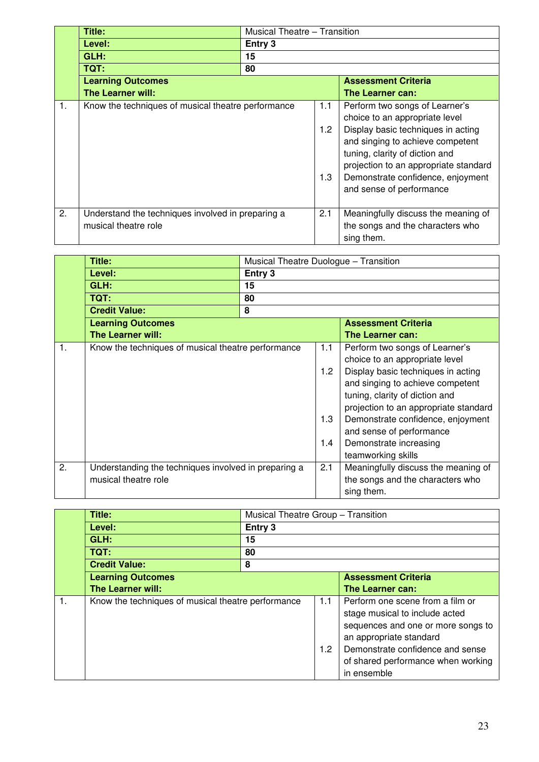| | Title: | Musical Theatre – Transition | | |
|---|---|---|---|---|
| | **Level:** | **Entry 3** | | |
| | **GLH:** | **15** | | |
| | **TQT:** | **80** | | |
| | **Learning Outcomes**<br>**The Learner will:** | | | **Assessment Criteria**<br>**The Learner can:** |
| 1. | Know the techniques of musical theatre performance | | 1.1 | Perform two songs of Learner's choice to an appropriate level |
| | | | 1.2 | Display basic techniques in acting and singing to achieve competent tuning, clarity of diction and projection to an appropriate standard |
| | | | 1.3 | Demonstrate confidence, enjoyment and sense of performance |
| 2. | Understand the techniques involved in preparing a musical theatre role | | 2.1 | Meaningfully discuss the meaning of the songs and the characters who sing them. |

| | Title: | Musical Theatre Duologue – Transition | | |
|---|---|---|---|---|
| | **Level:** | **Entry 3** | | |
| | **GLH:** | **15** | | |
| | **TQT:** | **80** | | |
| | **Credit Value:** | **8** | | |
| | **Learning Outcomes**<br>**The Learner will:** | | | **Assessment Criteria**<br>**The Learner can:** |
| 1. | Know the techniques of musical theatre performance | | 1.1 | Perform two songs of Learner's choice to an appropriate level |
| | | | 1.2 | Display basic techniques in acting and singing to achieve competent tuning, clarity of diction and projection to an appropriate standard |
| | | | 1.3 | Demonstrate confidence, enjoyment and sense of performance |
| | | | 1.4 | Demonstrate increasing teamworking skills |
| 2. | Understanding the techniques involved in preparing a musical theatre role | | 2.1 | Meaningfully discuss the meaning of the songs and the characters who sing them. |

| | Title: | Musical Theatre Group – Transition | | |
|---|---|---|---|---|
| | **Level:** | **Entry 3** | | |
| | **GLH:** | **15** | | |
| | **TQT:** | **80** | | |
| | **Credit Value:** | **8** | | |
| | **Learning Outcomes**<br>**The Learner will:** | | | **Assessment Criteria**<br>**The Learner can:** |
| 1. | Know the techniques of musical theatre performance | | 1.1 | Perform one scene from a film or stage musical to include acted sequences and one or more songs to an appropriate standard |
| | | | 1.2 | Demonstrate confidence and sense of shared performance when working in ensemble |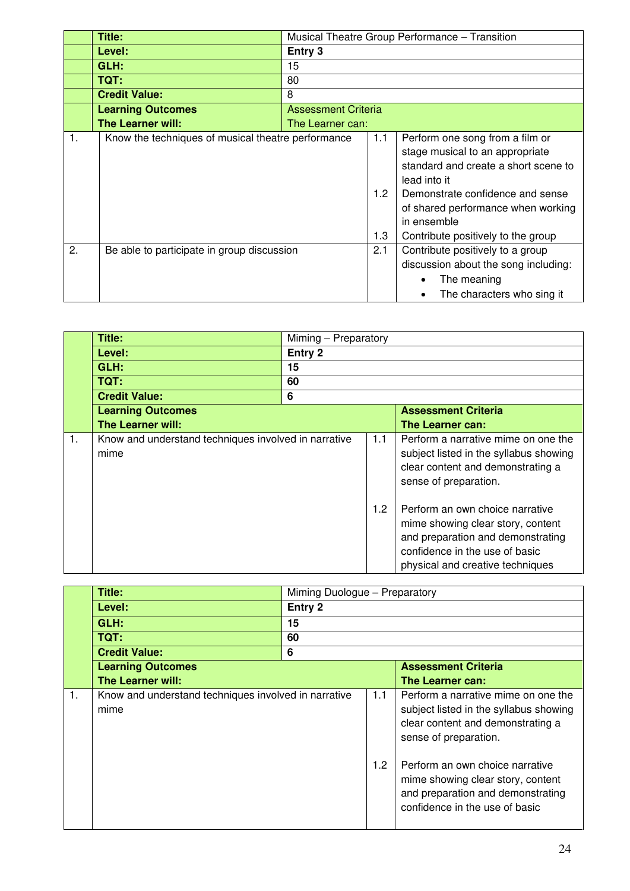| | | | | |
|---|---|---|---|---|
| | **Title:** | Musical Theatre Group Performance – Transition | | |
| | **Level:** | **Entry 3** | | |
| | **GLH:** | 15 | | |
| | **TQT:** | 80 | | |
| | **Credit Value:** | 8 | | |
| | **Learning Outcomes**<br>**The Learner will:** | Assessment Criteria<br>The Learner can: | | |
| 1. | Know the techniques of musical theatre performance | | 1.1 | Perform one song from a film or stage musical to an appropriate standard and create a short scene to lead into it |
| | | | 1.2 | Demonstrate confidence and sense of shared performance when working in ensemble |
| | | | 1.3 | Contribute positively to the group |
| 2. | Be able to participate in group discussion | | 2.1 | Contribute positively to a group discussion about the song including:<br>• The meaning<br>• The characters who sing it |

| | | | | |
|---|---|---|---|---|
| | **Title:** | Miming – Preparatory | | |
| | **Level:** | **Entry 2** | | |
| | **GLH:** | **15** | | |
| | **TQT:** | **60** | | |
| | **Credit Value:** | **6** | | |
| | **Learning Outcomes**<br>**The Learner will:** | | | **Assessment Criteria**<br>**The Learner can:** |
| 1. | Know and understand techniques involved in narrative mime | | 1.1 | Perform a narrative mime on one the subject listed in the syllabus showing clear content and demonstrating a sense of preparation. |
| | | | 1.2 | Perform an own choice narrative mime showing clear story, content and preparation and demonstrating confidence in the use of basic physical and creative techniques |

| | | | | |
|---|---|---|---|---|
| | **Title:** | Miming Duologue – Preparatory | | |
| | **Level:** | **Entry 2** | | |
| | **GLH:** | **15** | | |
| | **TQT:** | **60** | | |
| | **Credit Value:** | **6** | | |
| | **Learning Outcomes**<br>**The Learner will:** | | | **Assessment Criteria**<br>**The Learner can:** |
| 1. | Know and understand techniques involved in narrative mime | | 1.1 | Perform a narrative mime on one the subject listed in the syllabus showing clear content and demonstrating a sense of preparation. |
| | | | 1.2 | Perform an own choice narrative mime showing clear story, content and preparation and demonstrating confidence in the use of basic |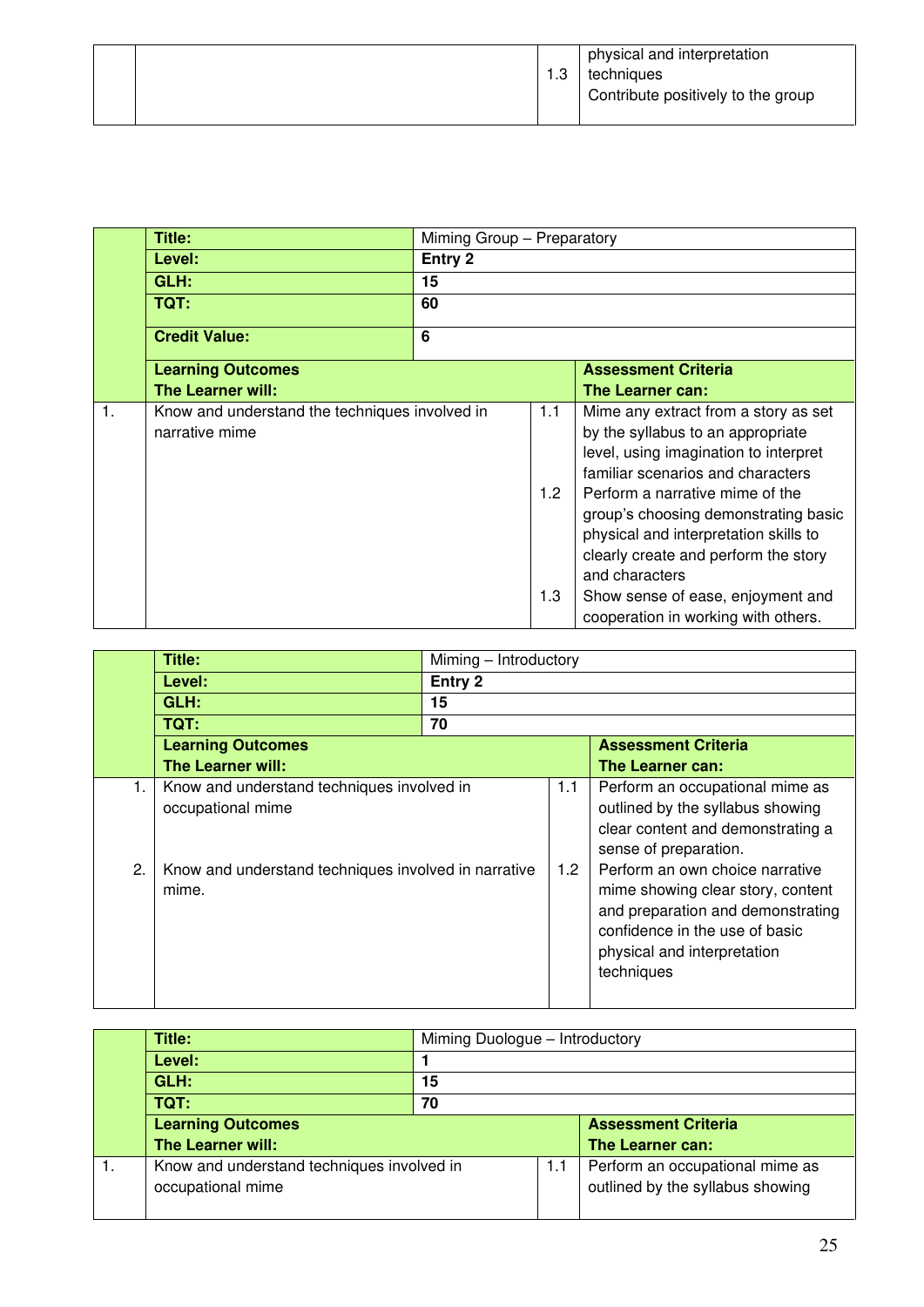| | | | |
|---|---|---|---|
| | | 1.3 | physical and interpretation techniques<br>Contribute positively to the group |

| | **Title:** | Miming Group – Preparatory | | |
|---|---|---|---|---|
| | **Level:** | **Entry 2** | | |
| | **GLH:** | **15** | | |
| | **TQT:** | **60** | | |
| | **Credit Value:** | **6** | | |
| | **Learning Outcomes**<br>**The Learner will:** | | | **Assessment Criteria**<br>**The Learner can:** |
| 1. | Know and understand the techniques involved in narrative mime | | 1.1 | Mime any extract from a story as set by the syllabus to an appropriate level, using imagination to interpret familiar scenarios and characters |
| | | | 1.2 | Perform a narrative mime of the group's choosing demonstrating basic physical and interpretation skills to clearly create and perform the story and characters |
| | | | 1.3 | Show sense of ease, enjoyment and cooperation in working with others. |

| | **Title:** | Miming – Introductory | | |
|---|---|---|---|---|
| | **Level:** | **Entry 2** | | |
| | **GLH:** | **15** | | |
| | **TQT:** | **70** | | |
| | **Learning Outcomes**<br>**The Learner will:** | | | **Assessment Criteria**<br>**The Learner can:** |
| 1. | Know and understand techniques involved in occupational mime | | 1.1 | Perform an occupational mime as outlined by the syllabus showing clear content and demonstrating a sense of preparation. |
| 2. | Know and understand techniques involved in narrative mime. | | 1.2 | Perform an own choice narrative mime showing clear story, content and preparation and demonstrating confidence in the use of basic physical and interpretation techniques |

| | **Title:** | Miming Duologue – Introductory | | |
|---|---|---|---|---|
| | **Level:** | **1** | | |
| | **GLH:** | **15** | | |
| | **TQT:** | **70** | | |
| | **Learning Outcomes**<br>**The Learner will:** | | | **Assessment Criteria**<br>**The Learner can:** |
| 1. | Know and understand techniques involved in occupational mime | | 1.1 | Perform an occupational mime as outlined by the syllabus showing |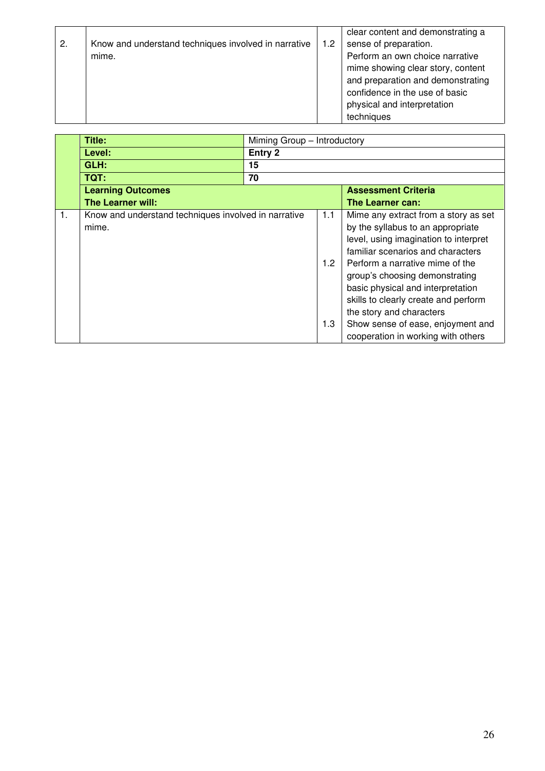| | | | |
|---|---|---|---|
| 2. | Know and understand techniques involved in narrative mime. | 1.2 | clear content and demonstrating a sense of preparation. Perform an own choice narrative mime showing clear story, content and preparation and demonstrating confidence in the use of basic physical and interpretation techniques |

| | **Title:** | Miming Group – Introductory | |
|---|---|---|---|
| | **Level:** | **Entry 2** | |
| | **GLH:** | **15** | |
| | **TQT:** | **70** | |
| | **Learning Outcomes**<br>**The Learner will:** | | **Assessment Criteria**<br>**The Learner can:** |
| 1. | Know and understand techniques involved in narrative mime. | 1.1 | Mime any extract from a story as set by the syllabus to an appropriate level, using imagination to interpret familiar scenarios and characters |
| | | 1.2 | Perform a narrative mime of the group's choosing demonstrating basic physical and interpretation skills to clearly create and perform the story and characters |
| | | 1.3 | Show sense of ease, enjoyment and cooperation in working with others |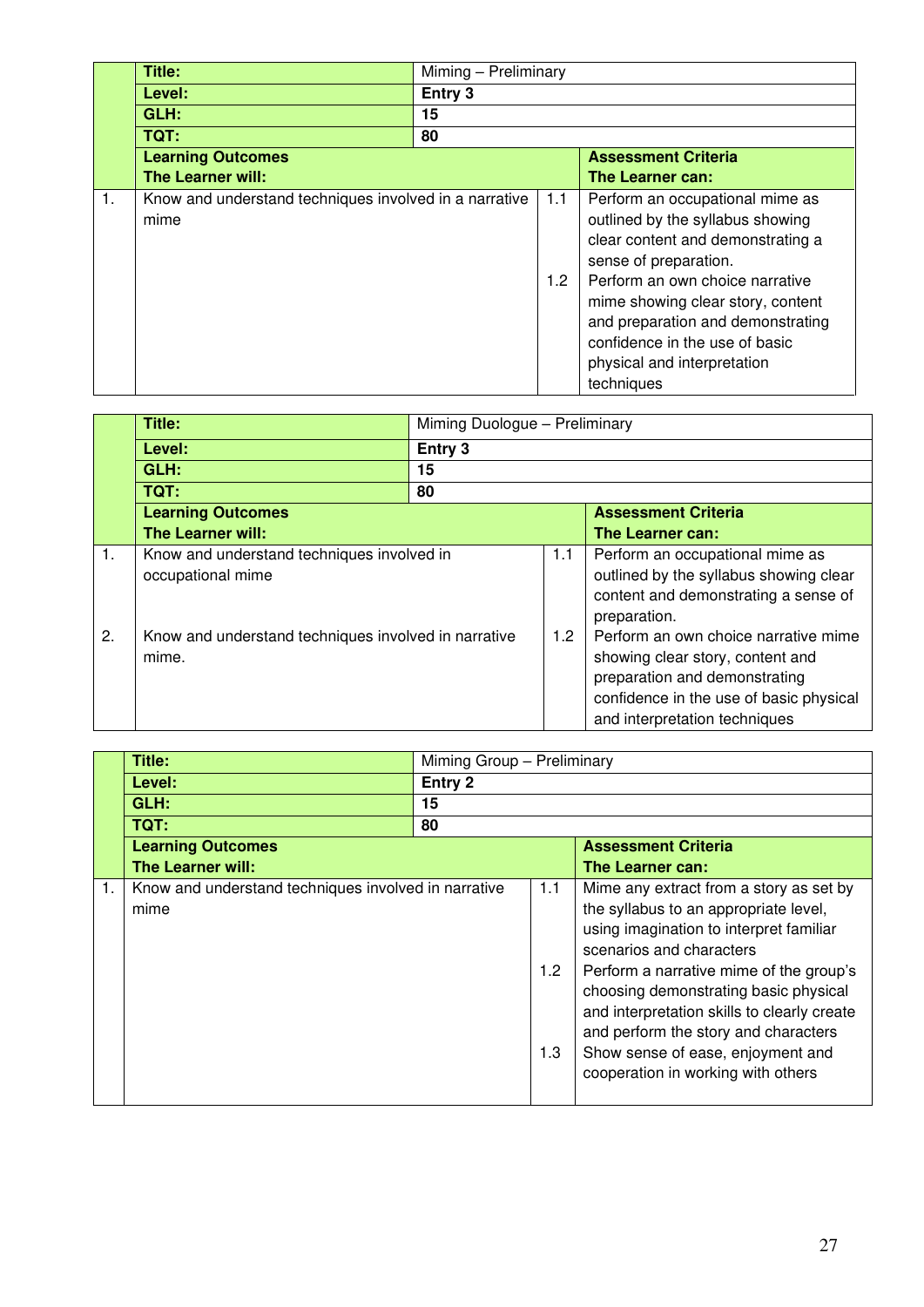| | Title: | Miming – Preliminary | | |
|---|---|---|---|---|
| | **Level:** | **Entry 3** | | |
| | **GLH:** | **15** | | |
| | **TQT:** | **80** | | |
| | **Learning Outcomes**<br>**The Learner will:** | | | **Assessment Criteria**<br>**The Learner can:** |
| 1. | Know and understand techniques involved in a narrative mime | | 1.1 | Perform an occupational mime as outlined by the syllabus showing clear content and demonstrating a sense of preparation. |
| | | | 1.2 | Perform an own choice narrative mime showing clear story, content and preparation and demonstrating confidence in the use of basic physical and interpretation techniques |

| | Title: | Miming Duologue – Preliminary | | |
|---|---|---|---|---|
| | **Level:** | **Entry 3** | | |
| | **GLH:** | **15** | | |
| | **TQT:** | **80** | | |
| | **Learning Outcomes**<br>**The Learner will:** | | | **Assessment Criteria**<br>**The Learner can:** |
| 1. | Know and understand techniques involved in occupational mime | | 1.1 | Perform an occupational mime as outlined by the syllabus showing clear content and demonstrating a sense of preparation. |
| 2. | Know and understand techniques involved in narrative mime. | | 1.2 | Perform an own choice narrative mime showing clear story, content and preparation and demonstrating confidence in the use of basic physical and interpretation techniques |

| | Title: | Miming Group – Preliminary | | |
|---|---|---|---|---|
| | **Level:** | **Entry 2** | | |
| | **GLH:** | **15** | | |
| | **TQT:** | **80** | | |
| | **Learning Outcomes**<br>**The Learner will:** | | | **Assessment Criteria**<br>**The Learner can:** |
| 1. | Know and understand techniques involved in narrative mime | | 1.1 | Mime any extract from a story as set by the syllabus to an appropriate level, using imagination to interpret familiar scenarios and characters |
| | | | 1.2 | Perform a narrative mime of the group's choosing demonstrating basic physical and interpretation skills to clearly create and perform the story and characters |
| | | | 1.3 | Show sense of ease, enjoyment and cooperation in working with others |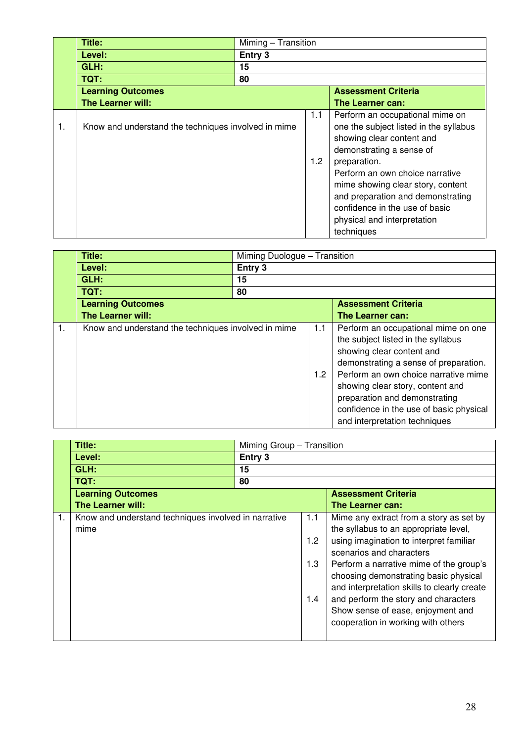| | **Title:** | Miming – Transition | | |
|---|---|---|---|---|
| | **Level:** | **Entry 3** | | |
| | **GLH:** | **15** | | |
| | **TQT:** | **80** | | |
| | **Learning Outcomes**<br>**The Learner will:** | | **Assessment Criteria**<br>**The Learner can:** | |
| 1. | Know and understand the techniques involved in mime | | 1.1 | Perform an occupational mime on one the subject listed in the syllabus showing clear content and demonstrating a sense of preparation. |
| | | | 1.2 | Perform an own choice narrative mime showing clear story, content and preparation and demonstrating confidence in the use of basic physical and interpretation techniques |

| | **Title:** | Miming Duologue – Transition | | |
|---|---|---|---|---|
| | **Level:** | **Entry 3** | | |
| | **GLH:** | **15** | | |
| | **TQT:** | **80** | | |
| | **Learning Outcomes**<br>**The Learner will:** | | **Assessment Criteria**<br>**The Learner can:** | |
| 1. | Know and understand the techniques involved in mime | | 1.1 | Perform an occupational mime on one the subject listed in the syllabus showing clear content and demonstrating a sense of preparation. |
| | | | 1.2 | Perform an own choice narrative mime showing clear story, content and preparation and demonstrating confidence in the use of basic physical and interpretation techniques |

| | **Title:** | Miming Group – Transition | | |
|---|---|---|---|---|
| | **Level:** | **Entry 3** | | |
| | **GLH:** | **15** | | |
| | **TQT:** | **80** | | |
| | **Learning Outcomes**<br>**The Learner will:** | | **Assessment Criteria**<br>**The Learner can:** | |
| 1. | Know and understand techniques involved in narrative mime | | 1.1 | Mime any extract from a story as set by the syllabus to an appropriate level, |
| | | | 1.2 | using imagination to interpret familiar scenarios and characters |
| | | | 1.3 | Perform a narrative mime of the group's choosing demonstrating basic physical and interpretation skills to clearly create |
| | | | 1.4 | and perform the story and characters Show sense of ease, enjoyment and cooperation in working with others |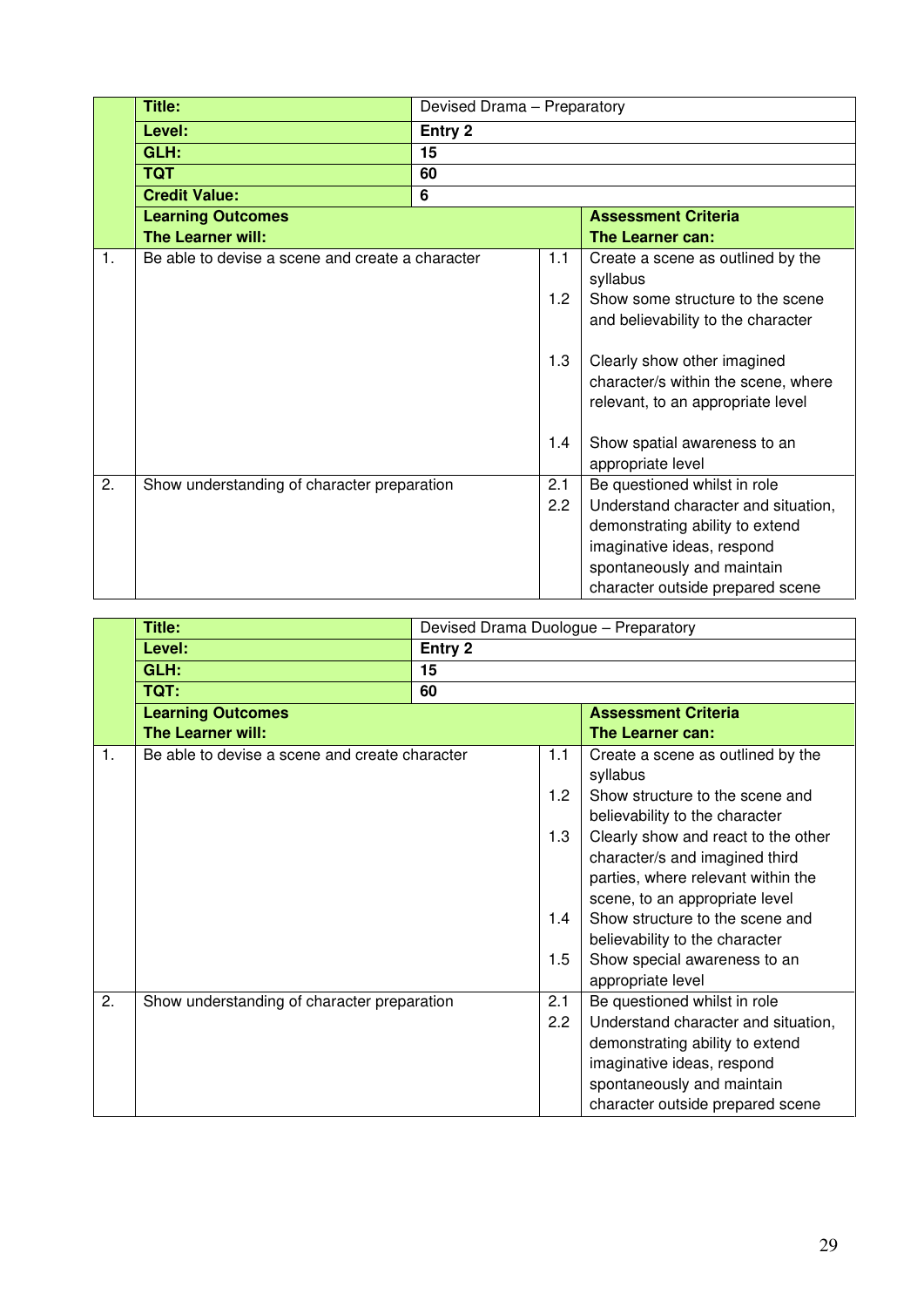| | | | | |
|---|---|---|---|---|
| | **Title:** | Devised Drama – Preparatory | | |
| | **Level:** | **Entry 2** | | |
| | **GLH:** | **15** | | |
| | **TQT** | **60** | | |
| | **Credit Value:** | **6** | | |
| | **Learning Outcomes**<br>**The Learner will:** | | | **Assessment Criteria**<br>**The Learner can:** |
| 1. | Be able to devise a scene and create a character | | 1.1<br>1.2<br><br>1.3<br><br>1.4 | Create a scene as outlined by the syllabus<br>Show some structure to the scene and believability to the character<br>Clearly show other imagined character/s within the scene, where relevant, to an appropriate level<br>Show spatial awareness to an appropriate level |
| 2. | Show understanding of character preparation | | 2.1<br>2.2 | Be questioned whilst in role<br>Understand character and situation, demonstrating ability to extend imaginative ideas, respond spontaneously and maintain character outside prepared scene |

| | | | | |
|---|---|---|---|---|
| | **Title:** | Devised Drama Duologue – Preparatory | | |
| | **Level:** | **Entry 2** | | |
| | **GLH:** | **15** | | |
| | **TQT:** | **60** | | |
| | **Learning Outcomes**<br>**The Learner will:** | | | **Assessment Criteria**<br>**The Learner can:** |
| 1. | Be able to devise a scene and create character | | 1.1<br>1.2<br>1.3<br><br>1.4<br>1.5 | Create a scene as outlined by the syllabus<br>Show structure to the scene and believability to the character<br>Clearly show and react to the other character/s and imagined third parties, where relevant within the scene, to an appropriate level<br>Show structure to the scene and believability to the character<br>Show special awareness to an appropriate level |
| 2. | Show understanding of character preparation | | 2.1<br>2.2 | Be questioned whilst in role<br>Understand character and situation, demonstrating ability to extend imaginative ideas, respond spontaneously and maintain character outside prepared scene |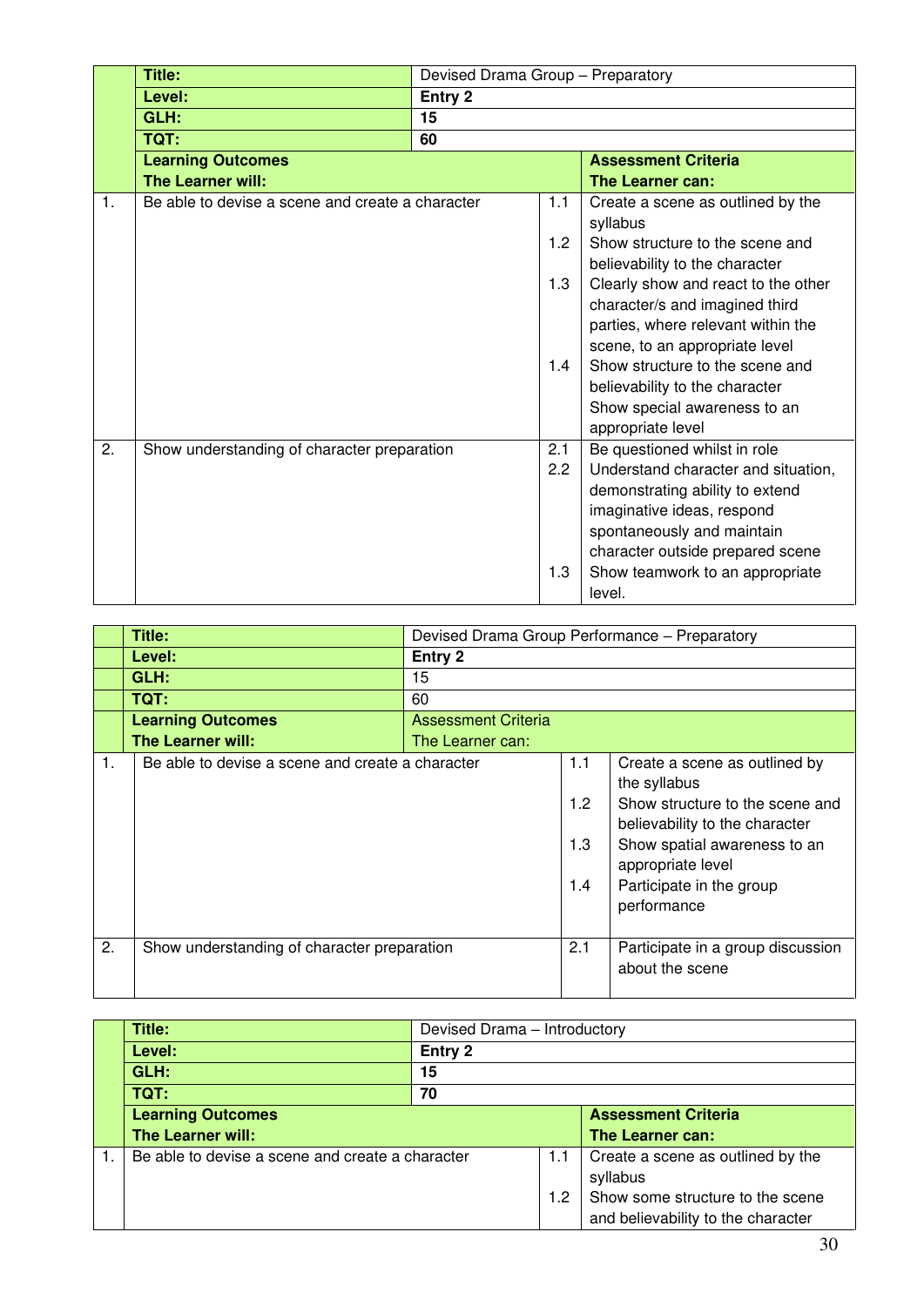| | Title: | Devised Drama Group – Preparatory | |
|---|---|---|---|
| | **Level:** | **Entry 2** | |
| | **GLH:** | **15** | |
| | **TQT:** | **60** | |
| | **Learning Outcomes**<br>**The Learner will:** | | **Assessment Criteria**<br>**The Learner can:** |
| 1. | Be able to devise a scene and create a character | 1.1 | Create a scene as outlined by the syllabus |
| | | 1.2 | Show structure to the scene and believability to the character |
| | | 1.3 | Clearly show and react to the other character/s and imagined third parties, where relevant within the scene, to an appropriate level |
| | | 1.4 | Show structure to the scene and believability to the character<br>Show special awareness to an appropriate level |
| 2. | Show understanding of character preparation | 2.1 | Be questioned whilst in role |
| | | 2.2 | Understand character and situation, demonstrating ability to extend imaginative ideas, respond spontaneously and maintain character outside prepared scene |
| | | 1.3 | Show teamwork to an appropriate level. |

| | Title: | Devised Drama Group Performance – Preparatory | |
|---|---|---|---|
| | **Level:** | **Entry 2** | |
| | **GLH:** | 15 | |
| | **TQT:** | 60 | |
| | **Learning Outcomes**<br>**The Learner will:** | Assessment Criteria<br>The Learner can: | |
| 1. | Be able to devise a scene and create a character | 1.1 | Create a scene as outlined by the syllabus |
| | | 1.2 | Show structure to the scene and believability to the character |
| | | 1.3 | Show spatial awareness to an appropriate level |
| | | 1.4 | Participate in the group performance |
| 2. | Show understanding of character preparation | 2.1 | Participate in a group discussion about the scene |

| | Title: | Devised Drama – Introductory | |
|---|---|---|---|
| | **Level:** | **Entry 2** | |
| | **GLH:** | **15** | |
| | **TQT:** | **70** | |
| | **Learning Outcomes**<br>**The Learner will:** | | **Assessment Criteria**<br>**The Learner can:** |
| 1. | Be able to devise a scene and create a character | 1.1 | Create a scene as outlined by the syllabus |
| | | 1.2 | Show some structure to the scene and believability to the character |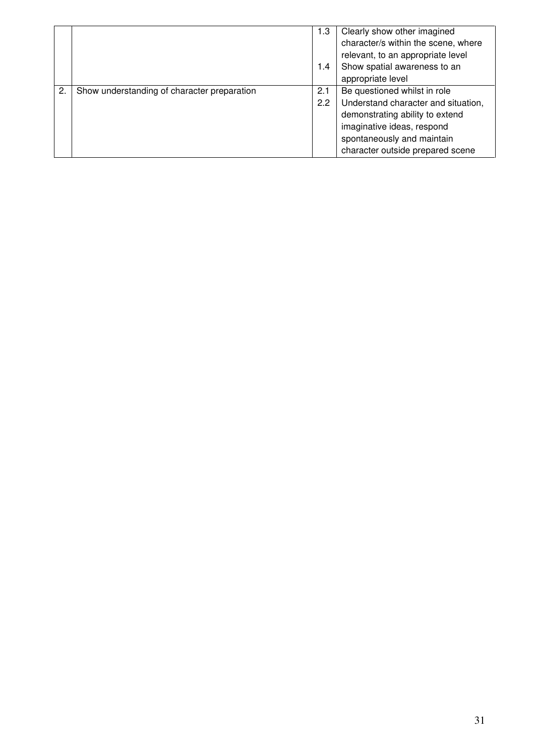| | | | |
|---|---|---|---|
| | | 1.3 | Clearly show other imagined character/s within the scene, where relevant, to an appropriate level |
| | | 1.4 | Show spatial awareness to an appropriate level |
| 2. | Show understanding of character preparation | 2.1 | Be questioned whilst in role |
| | | 2.2 | Understand character and situation, demonstrating ability to extend imaginative ideas, respond spontaneously and maintain character outside prepared scene |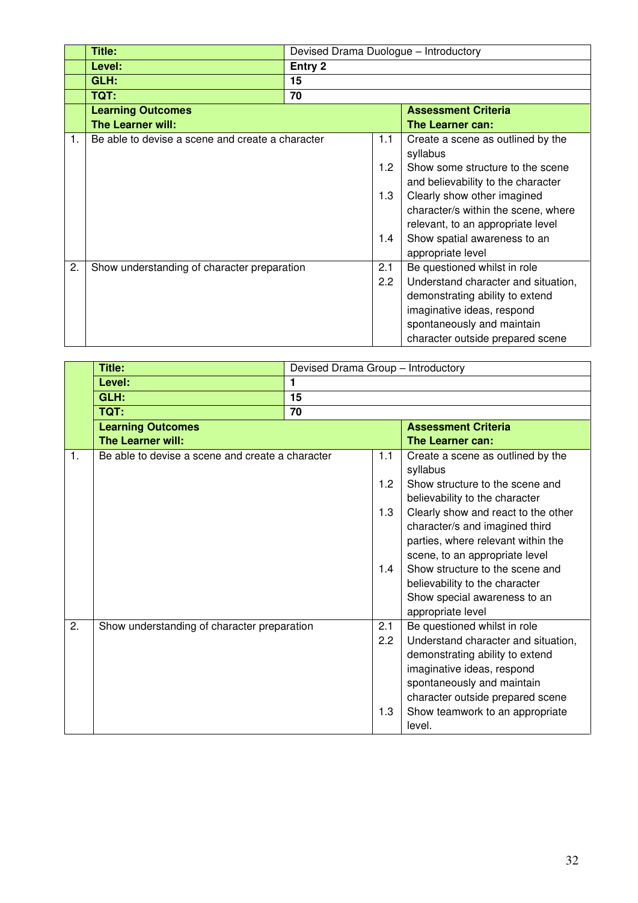| | | | |
|---|---|---|---|
| | **Title:** | Devised Drama Duologue – Introductory | |
| | **Level:** | **Entry 2** | |
| | **GLH:** | **15** | |
| | **TQT:** | **70** | |
| | **Learning Outcomes**<br>**The Learner will:** | | **Assessment Criteria**<br>**The Learner can:** |
| 1. | Be able to devise a scene and create a character | 1.1 | Create a scene as outlined by the syllabus |
| | | 1.2 | Show some structure to the scene and believability to the character |
| | | 1.3 | Clearly show other imagined character/s within the scene, where relevant, to an appropriate level |
| | | 1.4 | Show spatial awareness to an appropriate level |
| 2. | Show understanding of character preparation | 2.1 | Be questioned whilst in role |
| | | 2.2 | Understand character and situation, demonstrating ability to extend imaginative ideas, respond spontaneously and maintain character outside prepared scene |

| | | | |
|---|---|---|---|
| | **Title:** | Devised Drama Group – Introductory | |
| | **Level:** | **1** | |
| | **GLH:** | **15** | |
| | **TQT:** | **70** | |
| | **Learning Outcomes**<br>**The Learner will:** | | **Assessment Criteria**<br>**The Learner can:** |
| 1. | Be able to devise a scene and create a character | 1.1 | Create a scene as outlined by the syllabus |
| | | 1.2 | Show structure to the scene and believability to the character |
| | | 1.3 | Clearly show and react to the other character/s and imagined third parties, where relevant within the scene, to an appropriate level |
| | | 1.4 | Show structure to the scene and believability to the character<br>Show special awareness to an appropriate level |
| 2. | Show understanding of character preparation | 2.1 | Be questioned whilst in role |
| | | 2.2 | Understand character and situation, demonstrating ability to extend imaginative ideas, respond spontaneously and maintain character outside prepared scene |
| | | 1.3 | Show teamwork to an appropriate level. |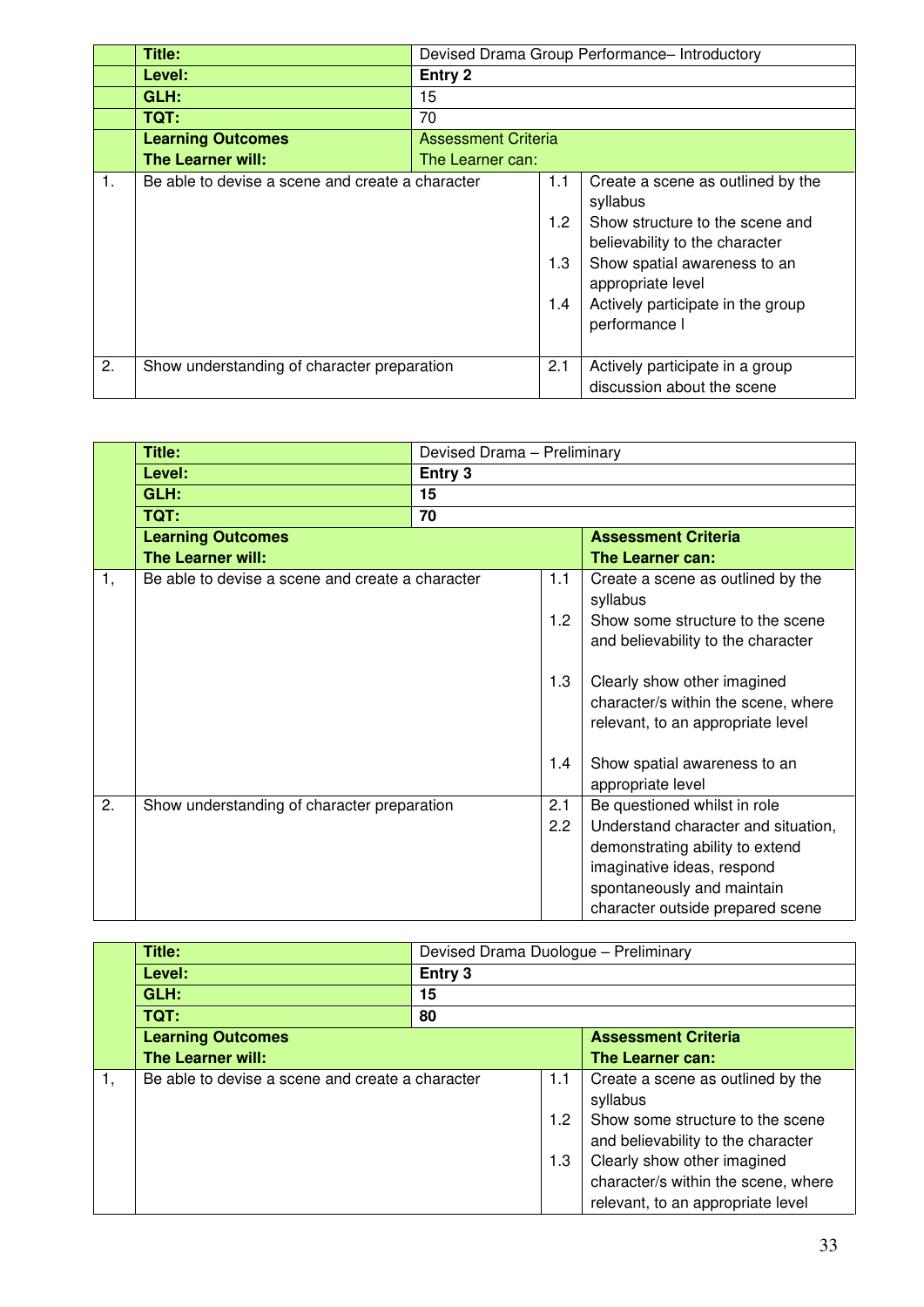| | Title: | Devised Drama Group Performance– Introductory | |
|---|---|---|---|
| | **Level:** | **Entry 2** | |
| | **GLH:** | 15 | |
| | **TQT:** | 70 | |
| | **Learning Outcomes** **The Learner will:** | Assessment Criteria The Learner can: | |
| 1. | Be able to devise a scene and create a character | 1.1 | Create a scene as outlined by the syllabus |
| | | 1.2 | Show structure to the scene and believability to the character |
| | | 1.3 | Show spatial awareness to an appropriate level |
| | | 1.4 | Actively participate in the group performance l |
| 2. | Show understanding of character preparation | 2.1 | Actively participate in a group discussion about the scene |

| | Title: | Devised Drama – Preliminary | |
|---|---|---|---|
| | **Level:** | **Entry 3** | |
| | **GLH:** | **15** | |
| | **TQT:** | **70** | |
| | **Learning Outcomes** **The Learner will:** | | **Assessment Criteria** **The Learner can:** |
| 1, | Be able to devise a scene and create a character | 1.1 | Create a scene as outlined by the syllabus |
| | | 1.2 | Show some structure to the scene and believability to the character |
| | | 1.3 | Clearly show other imagined character/s within the scene, where relevant, to an appropriate level |
| | | 1.4 | Show spatial awareness to an appropriate level |
| 2. | Show understanding of character preparation | 2.1 | Be questioned whilst in role |
| | | 2.2 | Understand character and situation, demonstrating ability to extend imaginative ideas, respond spontaneously and maintain character outside prepared scene |

| | Title: | Devised Drama Duologue – Preliminary | |
|---|---|---|---|
| | **Level:** | **Entry 3** | |
| | **GLH:** | **15** | |
| | **TQT:** | **80** | |
| | **Learning Outcomes** **The Learner will:** | | **Assessment Criteria** **The Learner can:** |
| 1, | Be able to devise a scene and create a character | 1.1 | Create a scene as outlined by the syllabus |
| | | 1.2 | Show some structure to the scene and believability to the character |
| | | 1.3 | Clearly show other imagined character/s within the scene, where relevant, to an appropriate level |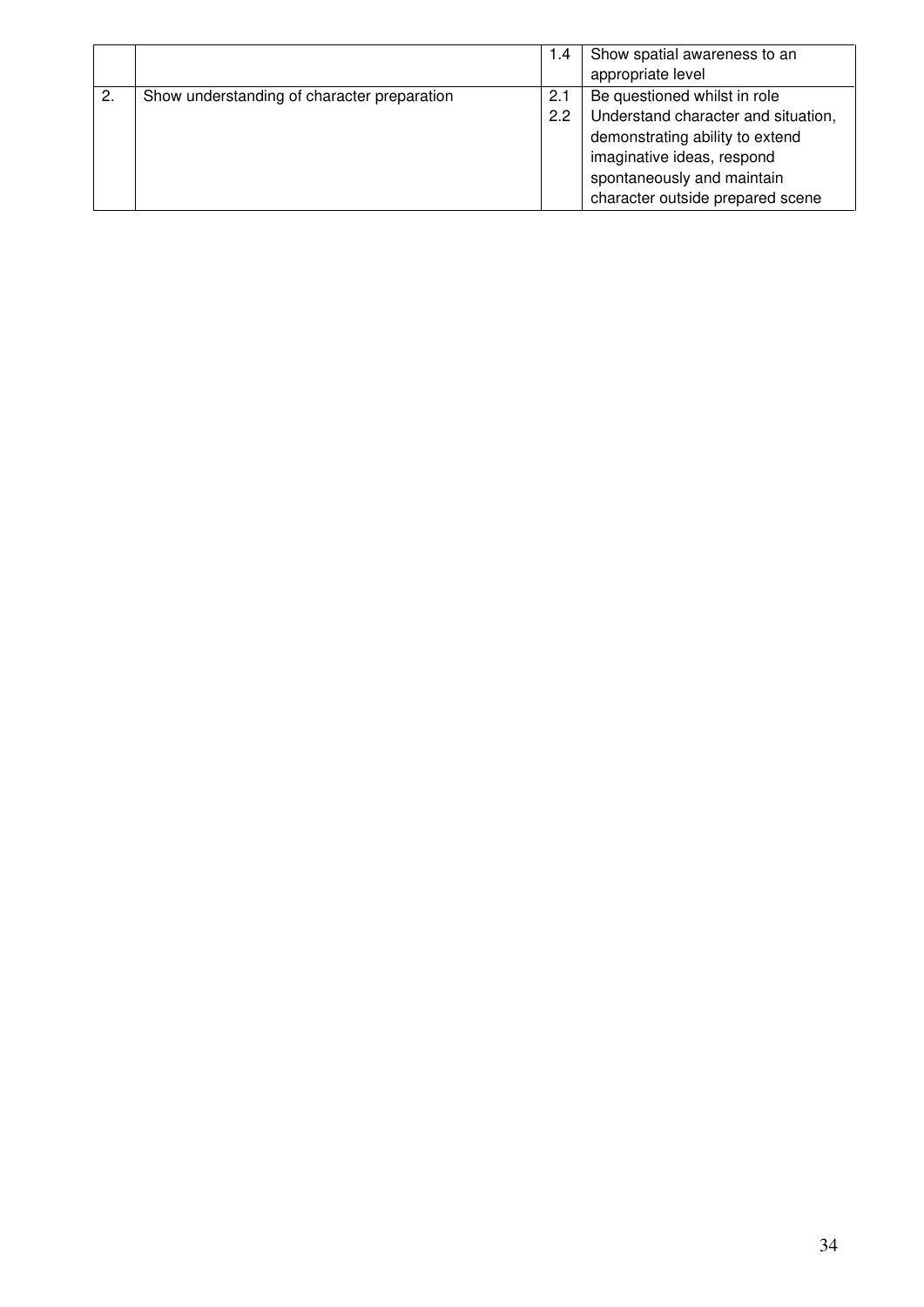| | | | |
|---|---|---|---|
| | | 1.4 | Show spatial awareness to an appropriate level |
| 2. | Show understanding of character preparation | 2.1<br>2.2 | Be questioned whilst in role<br>Understand character and situation, demonstrating ability to extend imaginative ideas, respond spontaneously and maintain character outside prepared scene |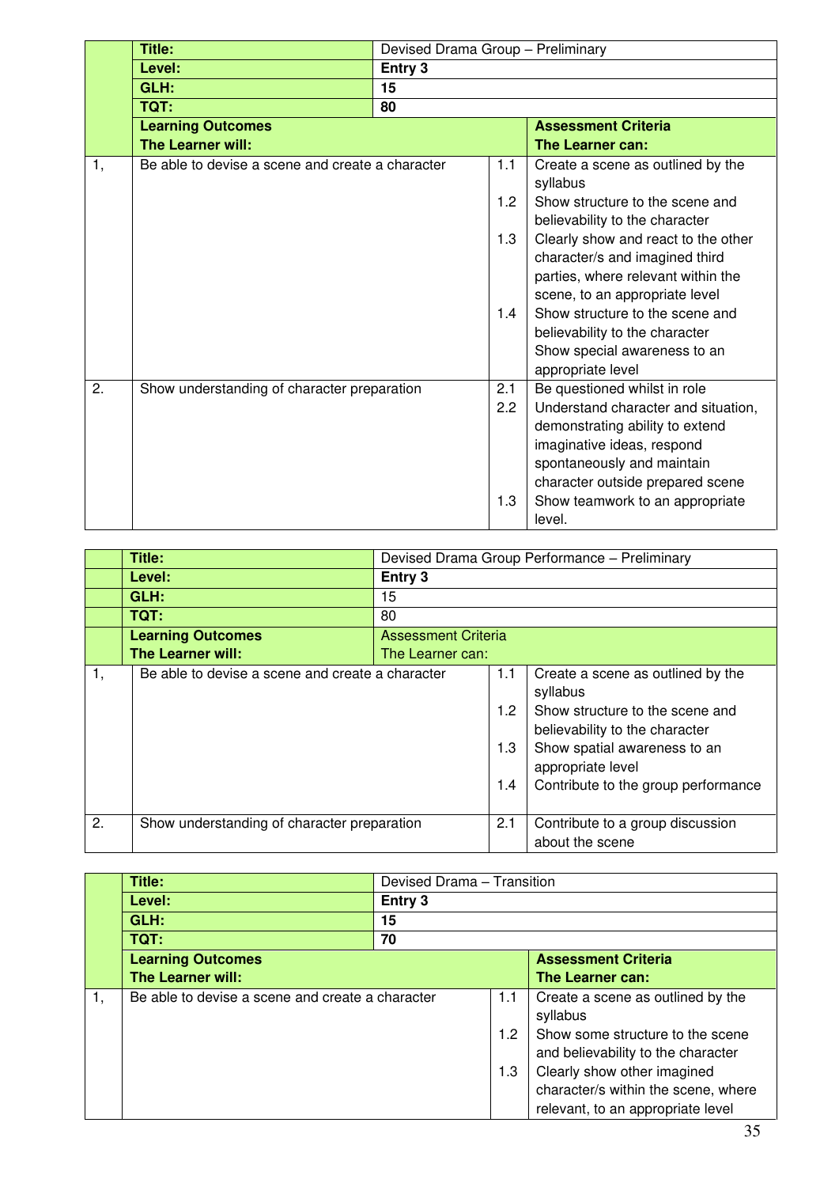| | Title: | Devised Drama Group – Preliminary | |
|---|---|---|---|
| | **Level:** | **Entry 3** | |
| | **GLH:** | **15** | |
| | **TQT:** | **80** | |
| | **Learning Outcomes**<br>**The Learner will:** | | **Assessment Criteria**<br>**The Learner can:** |
| 1, | Be able to devise a scene and create a character | 1.1 | Create a scene as outlined by the syllabus |
| | | 1.2 | Show structure to the scene and believability to the character |
| | | 1.3 | Clearly show and react to the other character/s and imagined third parties, where relevant within the scene, to an appropriate level |
| | | 1.4 | Show structure to the scene and believability to the character<br>Show special awareness to an appropriate level |
| 2. | Show understanding of character preparation | 2.1 | Be questioned whilst in role |
| | | 2.2 | Understand character and situation, demonstrating ability to extend imaginative ideas, respond spontaneously and maintain character outside prepared scene |
| | | 1.3 | Show teamwork to an appropriate level. |

| | Title: | Devised Drama Group Performance – Preliminary | |
|---|---|---|---|
| | **Level:** | **Entry 3** | |
| | **GLH:** | 15 | |
| | **TQT:** | 80 | |
| | **Learning Outcomes**<br>**The Learner will:** | Assessment Criteria<br>The Learner can: | |
| 1, | Be able to devise a scene and create a character | 1.1 | Create a scene as outlined by the syllabus |
| | | 1.2 | Show structure to the scene and believability to the character |
| | | 1.3 | Show spatial awareness to an appropriate level |
| | | 1.4 | Contribute to the group performance |
| 2. | Show understanding of character preparation | 2.1 | Contribute to a group discussion about the scene |

| | Title: | Devised Drama – Transition | |
|---|---|---|---|
| | **Level:** | **Entry 3** | |
| | **GLH:** | **15** | |
| | **TQT:** | **70** | |
| | **Learning Outcomes**<br>**The Learner will:** | | **Assessment Criteria**<br>**The Learner can:** |
| 1, | Be able to devise a scene and create a character | 1.1 | Create a scene as outlined by the syllabus |
| | | 1.2 | Show some structure to the scene and believability to the character |
| | | 1.3 | Clearly show other imagined character/s within the scene, where relevant, to an appropriate level |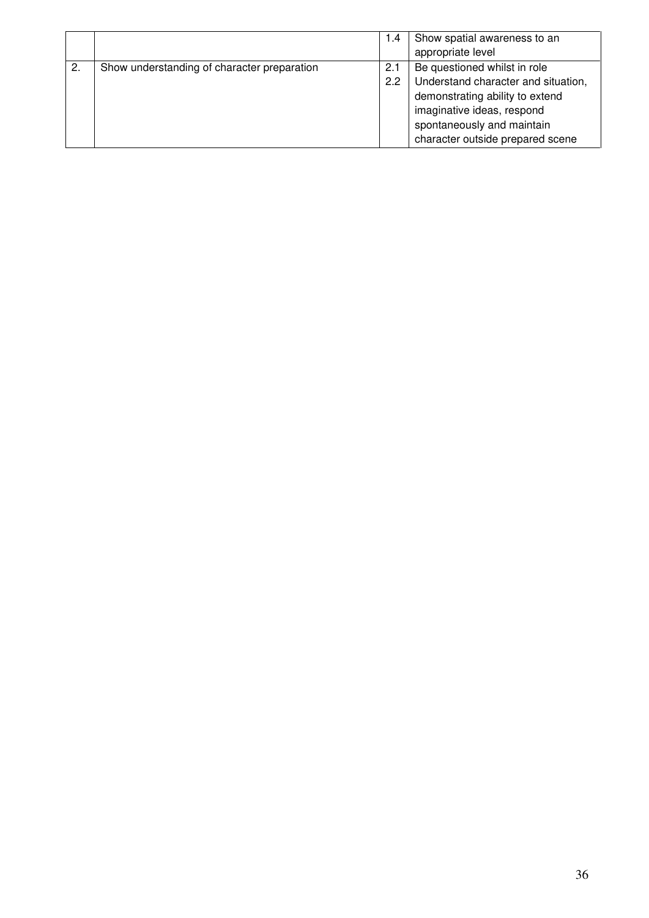| | | | |
|---|---|---|---|
| | | 1.4 | Show spatial awareness to an appropriate level |
| 2. | Show understanding of character preparation | 2.1<br>2.2 | Be questioned whilst in role<br>Understand character and situation, demonstrating ability to extend imaginative ideas, respond spontaneously and maintain character outside prepared scene |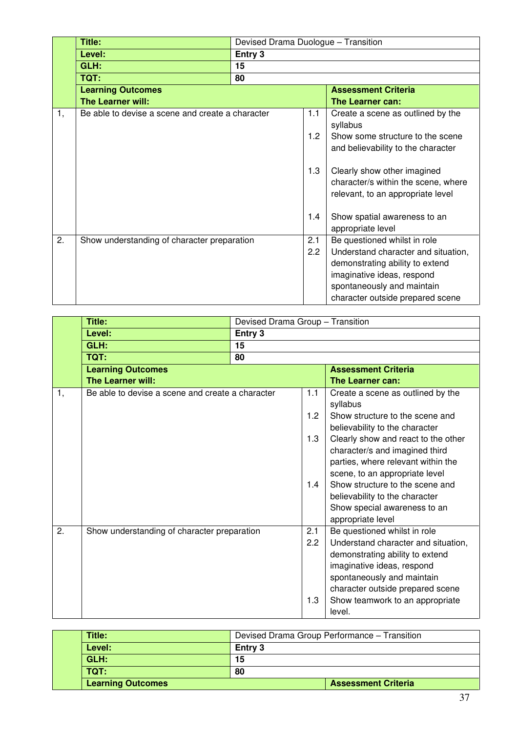| | Title: | Devised Drama Duologue – Transition | | |
|---|---|---|---|---|
| | **Level:** | **Entry 3** | | |
| | **GLH:** | **15** | | |
| | **TQT:** | **80** | | |
| | **Learning Outcomes**<br>**The Learner will:** | | | **Assessment Criteria**<br>**The Learner can:** |
| 1, | Be able to devise a scene and create a character | | 1.1 | Create a scene as outlined by the syllabus |
| | | | 1.2 | Show some structure to the scene and believability to the character |
| | | | 1.3 | Clearly show other imagined character/s within the scene, where relevant, to an appropriate level |
| | | | 1.4 | Show spatial awareness to an appropriate level |
| 2. | Show understanding of character preparation | | 2.1 | Be questioned whilst in role |
| | | | 2.2 | Understand character and situation, demonstrating ability to extend imaginative ideas, respond spontaneously and maintain character outside prepared scene |

| | Title: | Devised Drama Group – Transition | | |
|---|---|---|---|---|
| | **Level:** | **Entry 3** | | |
| | **GLH:** | **15** | | |
| | **TQT:** | **80** | | |
| | **Learning Outcomes**<br>**The Learner will:** | | | **Assessment Criteria**<br>**The Learner can:** |
| 1, | Be able to devise a scene and create a character | | 1.1 | Create a scene as outlined by the syllabus |
| | | | 1.2 | Show structure to the scene and believability to the character |
| | | | 1.3 | Clearly show and react to the other character/s and imagined third parties, where relevant within the scene, to an appropriate level |
| | | | 1.4 | Show structure to the scene and believability to the character<br>Show special awareness to an appropriate level |
| 2. | Show understanding of character preparation | | 2.1 | Be questioned whilst in role |
| | | | 2.2 | Understand character and situation, demonstrating ability to extend imaginative ideas, respond spontaneously and maintain character outside prepared scene |
| | | | 1.3 | Show teamwork to an appropriate level. |

| | Title: | Devised Drama Group Performance – Transition | | |
|---|---|---|---|---|
| | **Level:** | **Entry 3** | | |
| | **GLH:** | **15** | | |
| | **TQT:** | **80** | | |
| | **Learning Outcomes** | | | **Assessment Criteria** |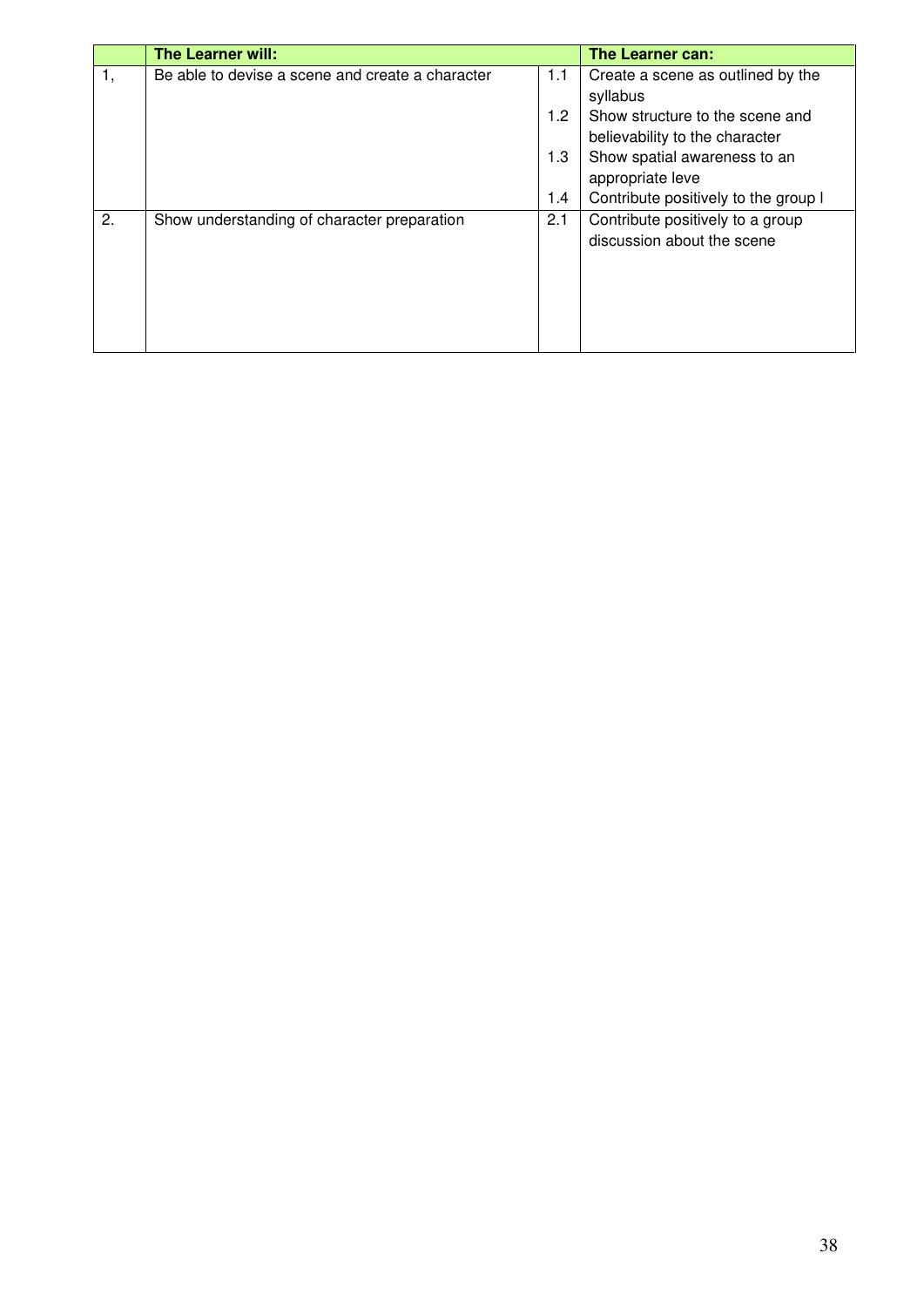| | The Learner will: | | The Learner can: |
|---|---|---|---|
| 1, | Be able to devise a scene and create a character | 1.1 | Create a scene as outlined by the syllabus |
| | | 1.2 | Show structure to the scene and believability to the character |
| | | 1.3 | Show spatial awareness to an appropriate leve |
| | | 1.4 | Contribute positively to the group l |
| 2. | Show understanding of character preparation | 2.1 | Contribute positively to a group discussion about the scene |